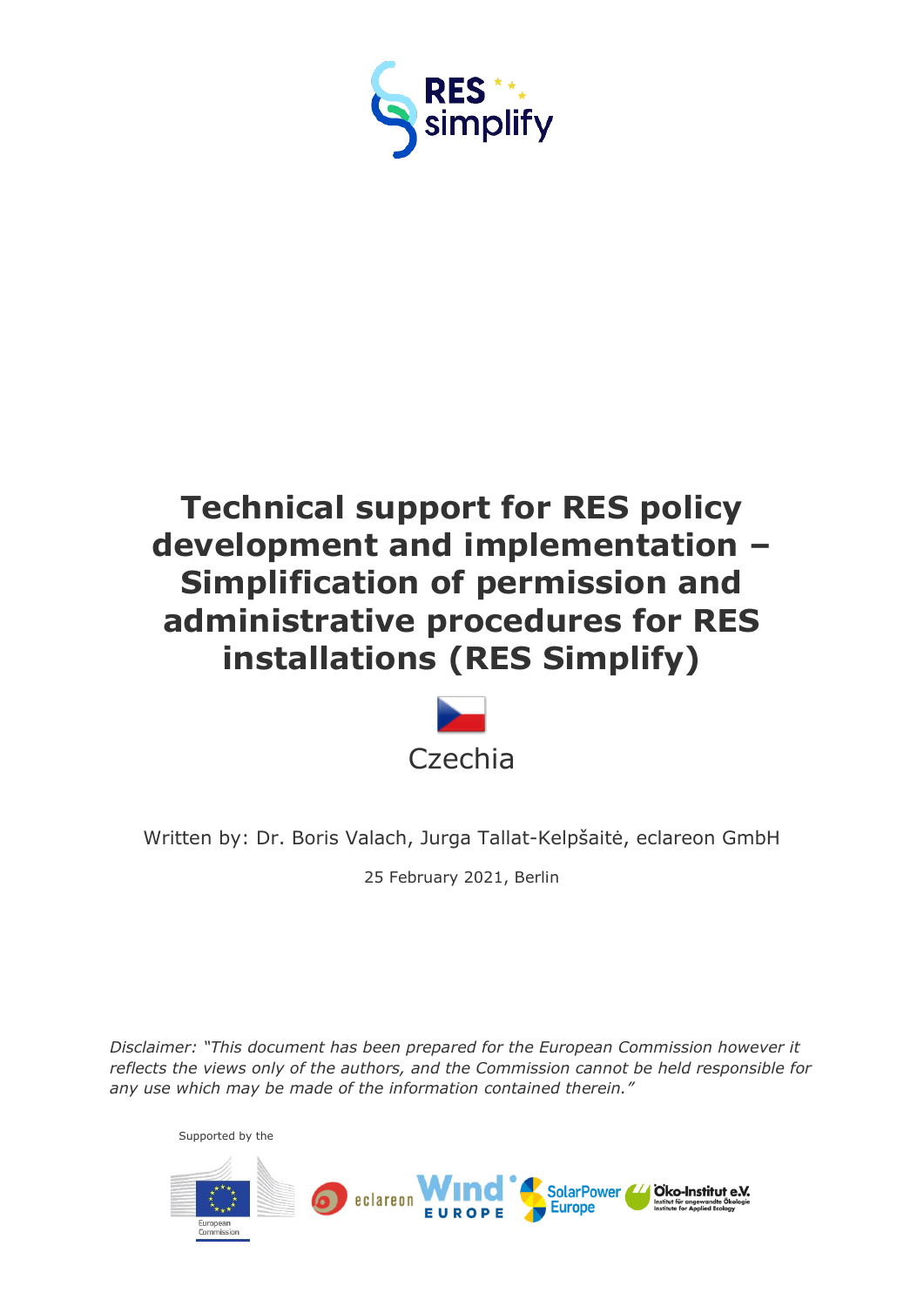RES simplify

# Technical support for RES policy development and implementation – Simplification of permission and administrative procedures for RES installations (RES Simplify)

Czechia

Written by: Dr. Boris Valach, Jurga Tallat-Kelpšaitė, eclareon GmbH

25 February 2021, Berlin

*Disclaimer: "This document has been prepared for the European Commission however it reflects the views only of the authors, and the Commission cannot be held responsible for any use which may be made of the information contained therein."*

Supported by the

European Commission

eclareon

Wind Europe

SolarPower Europe

Öko-Institut e.V. Institut für angewandte Ökologie Institute for Applied Ecology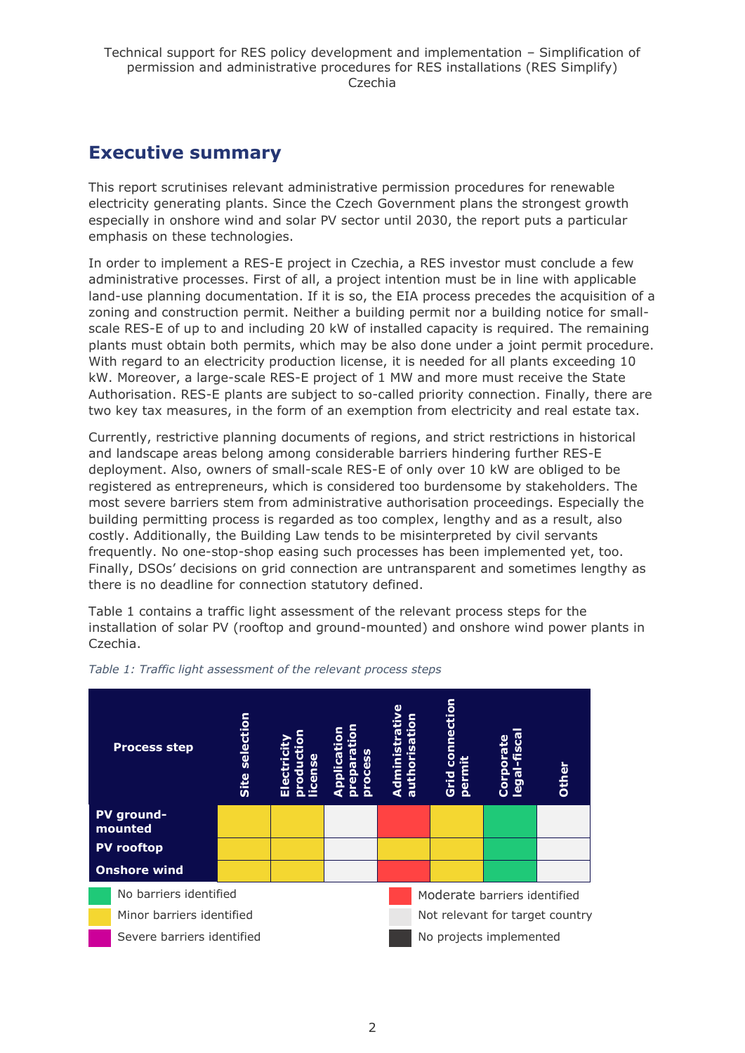## Executive summary

This report scrutinises relevant administrative permission procedures for renewable electricity generating plants. Since the Czech Government plans the strongest growth especially in onshore wind and solar PV sector until 2030, the report puts a particular emphasis on these technologies.

In order to implement a RES-E project in Czechia, a RES investor must conclude a few administrative processes. First of all, a project intention must be in line with applicable land-use planning documentation. If it is so, the EIA process precedes the acquisition of a zoning and construction permit. Neither a building permit nor a building notice for small-scale RES-E of up to and including 20 kW of installed capacity is required. The remaining plants must obtain both permits, which may be also done under a joint permit procedure. With regard to an electricity production license, it is needed for all plants exceeding 10 kW. Moreover, a large-scale RES-E project of 1 MW and more must receive the State Authorisation. RES-E plants are subject to so-called priority connection. Finally, there are two key tax measures, in the form of an exemption from electricity and real estate tax.

Currently, restrictive planning documents of regions, and strict restrictions in historical and landscape areas belong among considerable barriers hindering further RES-E deployment. Also, owners of small-scale RES-E of only over 10 kW are obliged to be registered as entrepreneurs, which is considered too burdensome by stakeholders. The most severe barriers stem from administrative authorisation proceedings. Especially the building permitting process is regarded as too complex, lengthy and as a result, also costly. Additionally, the Building Law tends to be misinterpreted by civil servants frequently. No one-stop-shop easing such processes has been implemented yet, too. Finally, DSOs' decisions on grid connection are untransparent and sometimes lengthy as there is no deadline for connection statutory defined.

Table 1 contains a traffic light assessment of the relevant process steps for the installation of solar PV (rooftop and ground-mounted) and onshore wind power plants in Czechia.

*Table 1: Traffic light assessment of the relevant process steps*

| Process step | Site selection | Electricity production license | Application preparation process | Administrative authorisation | Grid connection permit | Corporate legal-fiscal | Other |
|---|---|---|---|---|---|---|---|
| PV ground-mounted | Minor barriers identified | Minor barriers identified | Not relevant for target country | Moderate barriers identified | Minor barriers identified | No barriers identified | Not relevant for target country |
| PV rooftop | Minor barriers identified | Minor barriers identified | Not relevant for target country | Minor barriers identified | Minor barriers identified | No barriers identified | Not relevant for target country |
| Onshore wind | Minor barriers identified | Minor barriers identified | Not relevant for target country | Moderate barriers identified | Minor barriers identified | No barriers identified | Not relevant for target country |

Legend: No barriers identified (green); Minor barriers identified (yellow); Severe barriers identified (magenta); Moderate barriers identified (red); Not relevant for target country (light grey); No projects implemented (dark grey)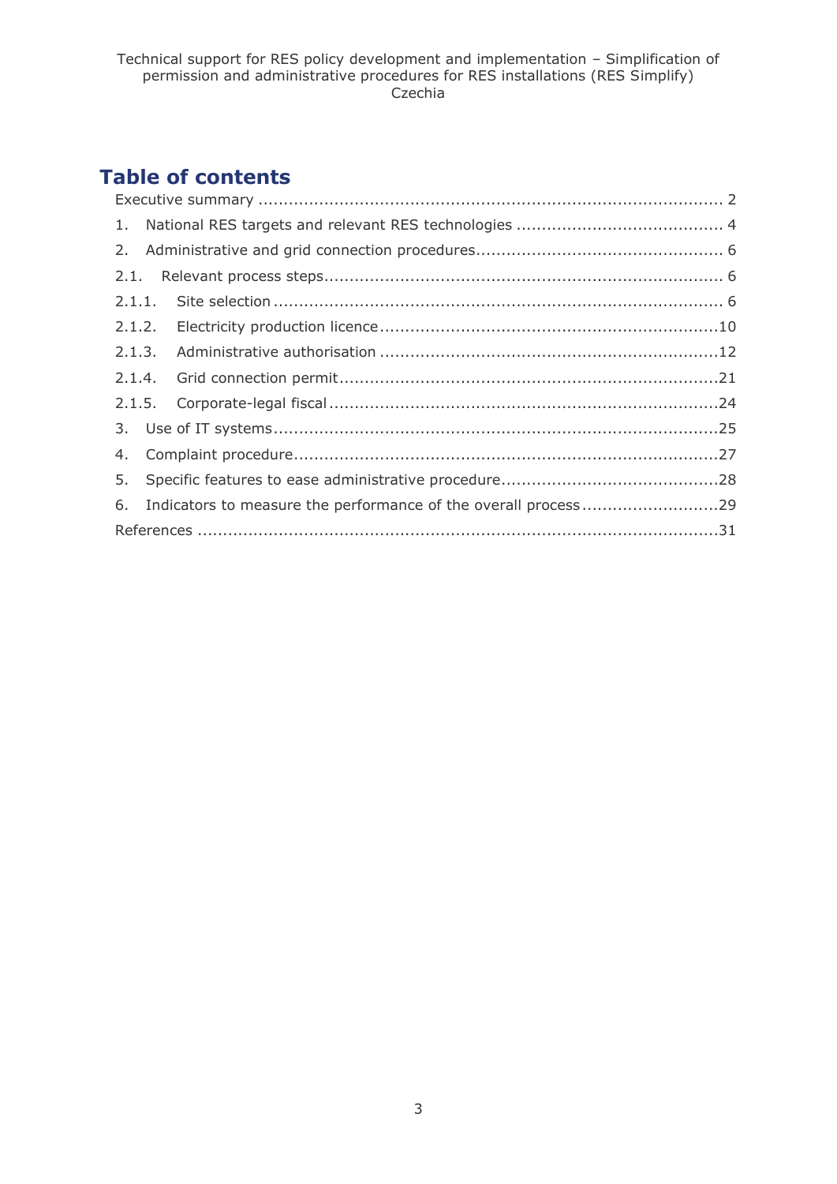# Table of contents

Executive summary ........................................................................................ 2

1. National RES targets and relevant RES technologies ........................................ 4

2. Administrative and grid connection procedures................................................ 6

2.1. Relevant process steps.............................................................................. 6

2.1.1. Site selection ........................................................................................ 6

2.1.2. Electricity production licence ..................................................................10

2.1.3. Administrative authorisation ...................................................................12

2.1.4. Grid connection permit...........................................................................21

2.1.5. Corporate-legal fiscal .............................................................................24

3. Use of IT systems.........................................................................................25

4. Complaint procedure.....................................................................................27

5. Specific features to ease administrative procedure...........................................28

6. Indicators to measure the performance of the overall process ...........................29

References ......................................................................................................31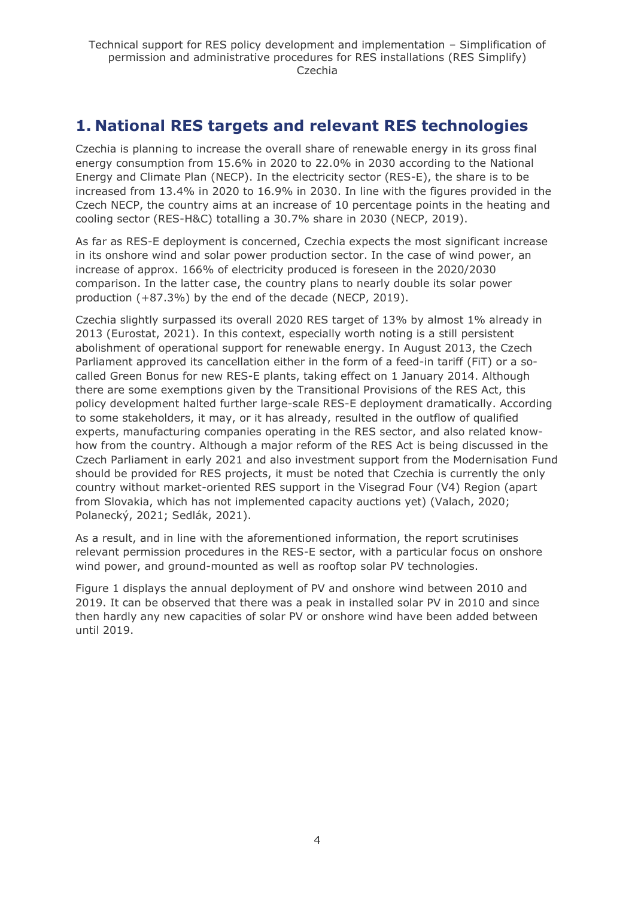# 1. National RES targets and relevant RES technologies

Czechia is planning to increase the overall share of renewable energy in its gross final energy consumption from 15.6% in 2020 to 22.0% in 2030 according to the National Energy and Climate Plan (NECP). In the electricity sector (RES-E), the share is to be increased from 13.4% in 2020 to 16.9% in 2030. In line with the figures provided in the Czech NECP, the country aims at an increase of 10 percentage points in the heating and cooling sector (RES-H&C) totalling a 30.7% share in 2030 (NECP, 2019).

As far as RES-E deployment is concerned, Czechia expects the most significant increase in its onshore wind and solar power production sector. In the case of wind power, an increase of approx. 166% of electricity produced is foreseen in the 2020/2030 comparison. In the latter case, the country plans to nearly double its solar power production (+87.3%) by the end of the decade (NECP, 2019).

Czechia slightly surpassed its overall 2020 RES target of 13% by almost 1% already in 2013 (Eurostat, 2021). In this context, especially worth noting is a still persistent abolishment of operational support for renewable energy. In August 2013, the Czech Parliament approved its cancellation either in the form of a feed-in tariff (FiT) or a so-called Green Bonus for new RES-E plants, taking effect on 1 January 2014. Although there are some exemptions given by the Transitional Provisions of the RES Act, this policy development halted further large-scale RES-E deployment dramatically. According to some stakeholders, it may, or it has already, resulted in the outflow of qualified experts, manufacturing companies operating in the RES sector, and also related know-how from the country. Although a major reform of the RES Act is being discussed in the Czech Parliament in early 2021 and also investment support from the Modernisation Fund should be provided for RES projects, it must be noted that Czechia is currently the only country without market-oriented RES support in the Visegrad Four (V4) Region (apart from Slovakia, which has not implemented capacity auctions yet) (Valach, 2020; Polanecký, 2021; Sedlák, 2021).

As a result, and in line with the aforementioned information, the report scrutinises relevant permission procedures in the RES-E sector, with a particular focus on onshore wind power, and ground-mounted as well as rooftop solar PV technologies.

Figure 1 displays the annual deployment of PV and onshore wind between 2010 and 2019. It can be observed that there was a peak in installed solar PV in 2010 and since then hardly any new capacities of solar PV or onshore wind have been added between until 2019.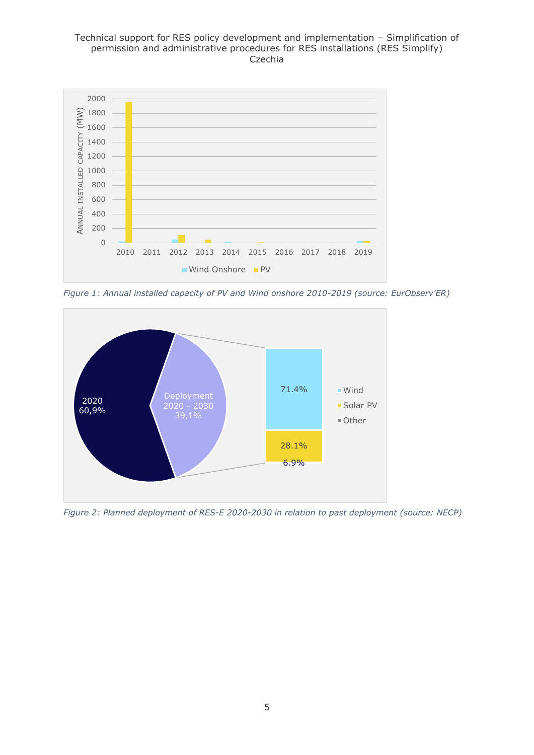*Figure 1: Annual installed capacity of PV and Wind onshore 2010-2019 (source: EurObserv'ER)*

*Figure 2: Planned deployment of RES-E 2020-2030 in relation to past deployment (source: NECP)*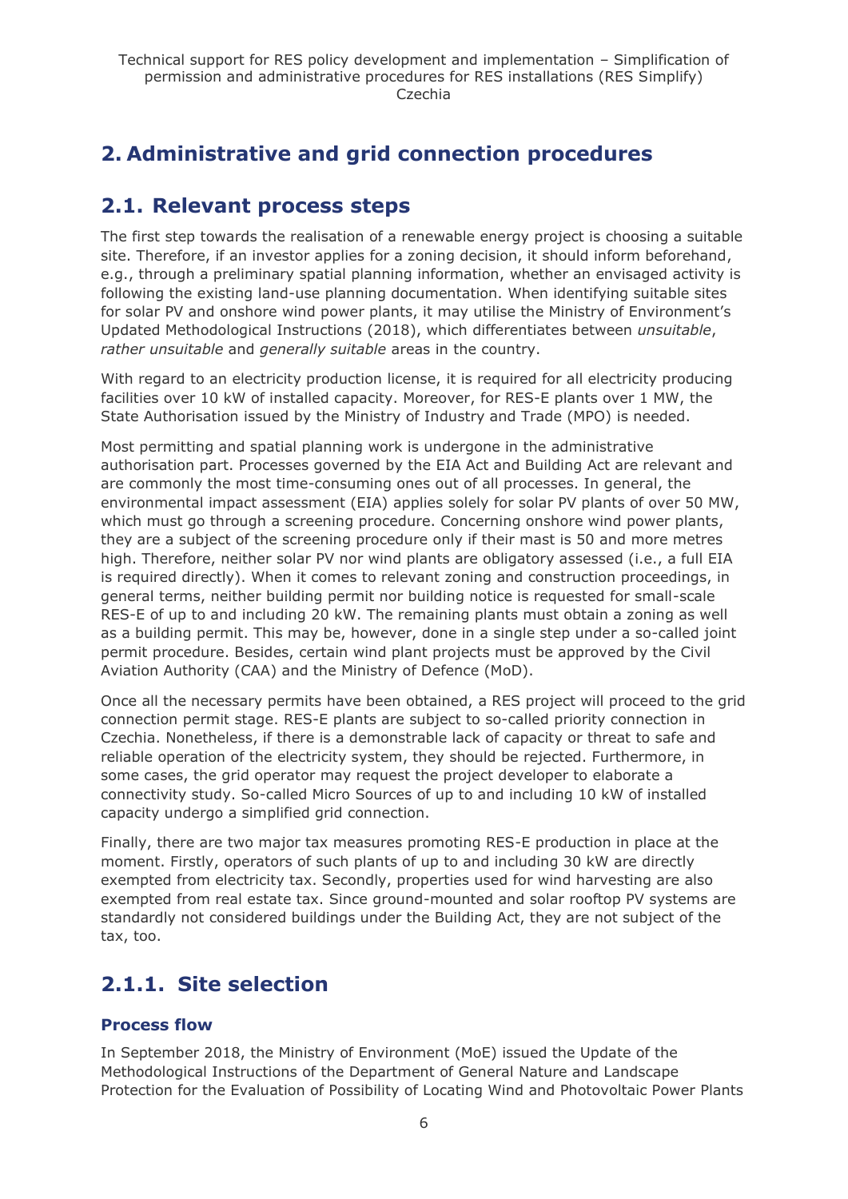# 2. Administrative and grid connection procedures

## 2.1. Relevant process steps

The first step towards the realisation of a renewable energy project is choosing a suitable site. Therefore, if an investor applies for a zoning decision, it should inform beforehand, e.g., through a preliminary spatial planning information, whether an envisaged activity is following the existing land-use planning documentation. When identifying suitable sites for solar PV and onshore wind power plants, it may utilise the Ministry of Environment's Updated Methodological Instructions (2018), which differentiates between *unsuitable*, *rather unsuitable* and *generally suitable* areas in the country.

With regard to an electricity production license, it is required for all electricity producing facilities over 10 kW of installed capacity. Moreover, for RES-E plants over 1 MW, the State Authorisation issued by the Ministry of Industry and Trade (MPO) is needed.

Most permitting and spatial planning work is undergone in the administrative authorisation part. Processes governed by the EIA Act and Building Act are relevant and are commonly the most time-consuming ones out of all processes. In general, the environmental impact assessment (EIA) applies solely for solar PV plants of over 50 MW, which must go through a screening procedure. Concerning onshore wind power plants, they are a subject of the screening procedure only if their mast is 50 and more metres high. Therefore, neither solar PV nor wind plants are obligatory assessed (i.e., a full EIA is required directly). When it comes to relevant zoning and construction proceedings, in general terms, neither building permit nor building notice is requested for small-scale RES-E of up to and including 20 kW. The remaining plants must obtain a zoning as well as a building permit. This may be, however, done in a single step under a so-called joint permit procedure. Besides, certain wind plant projects must be approved by the Civil Aviation Authority (CAA) and the Ministry of Defence (MoD).

Once all the necessary permits have been obtained, a RES project will proceed to the grid connection permit stage. RES-E plants are subject to so-called priority connection in Czechia. Nonetheless, if there is a demonstrable lack of capacity or threat to safe and reliable operation of the electricity system, they should be rejected. Furthermore, in some cases, the grid operator may request the project developer to elaborate a connectivity study. So-called Micro Sources of up to and including 10 kW of installed capacity undergo a simplified grid connection.

Finally, there are two major tax measures promoting RES-E production in place at the moment. Firstly, operators of such plants of up to and including 30 kW are directly exempted from electricity tax. Secondly, properties used for wind harvesting are also exempted from real estate tax. Since ground-mounted and solar rooftop PV systems are standardly not considered buildings under the Building Act, they are not subject of the tax, too.

## 2.1.1. Site selection

### Process flow

In September 2018, the Ministry of Environment (MoE) issued the Update of the Methodological Instructions of the Department of General Nature and Landscape Protection for the Evaluation of Possibility of Locating Wind and Photovoltaic Power Plants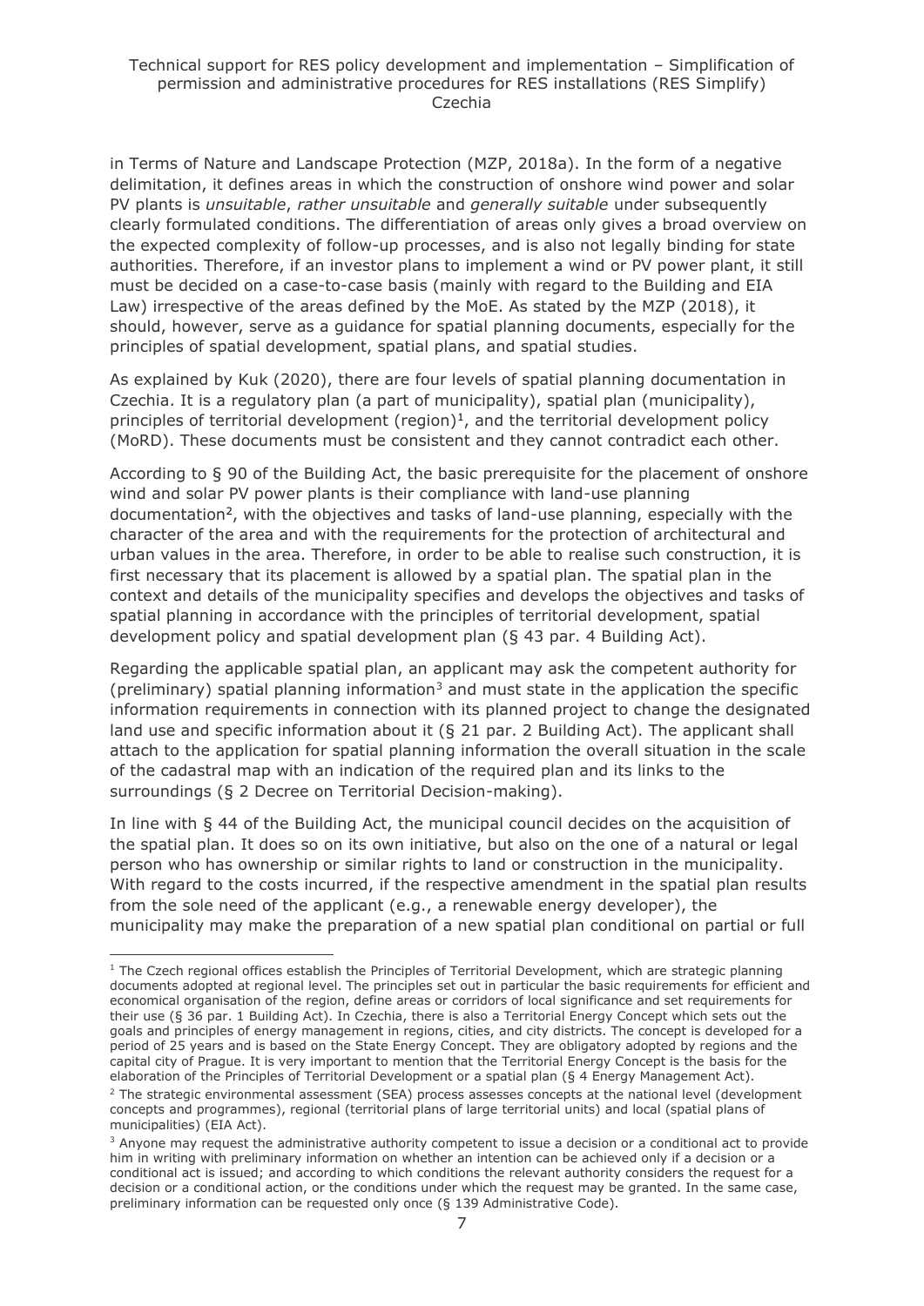in Terms of Nature and Landscape Protection (MZP, 2018a). In the form of a negative delimitation, it defines areas in which the construction of onshore wind power and solar PV plants is *unsuitable*, *rather unsuitable* and *generally suitable* under subsequently clearly formulated conditions. The differentiation of areas only gives a broad overview on the expected complexity of follow-up processes, and is also not legally binding for state authorities. Therefore, if an investor plans to implement a wind or PV power plant, it still must be decided on a case-to-case basis (mainly with regard to the Building and EIA Law) irrespective of the areas defined by the MoE. As stated by the MZP (2018), it should, however, serve as a guidance for spatial planning documents, especially for the principles of spatial development, spatial plans, and spatial studies.

As explained by Kuk (2020), there are four levels of spatial planning documentation in Czechia. It is a regulatory plan (a part of municipality), spatial plan (municipality), principles of territorial development (region)[1], and the territorial development policy (MoRD). These documents must be consistent and they cannot contradict each other.

According to § 90 of the Building Act, the basic prerequisite for the placement of onshore wind and solar PV power plants is their compliance with land-use planning documentation[2], with the objectives and tasks of land-use planning, especially with the character of the area and with the requirements for the protection of architectural and urban values in the area. Therefore, in order to be able to realise such construction, it is first necessary that its placement is allowed by a spatial plan. The spatial plan in the context and details of the municipality specifies and develops the objectives and tasks of spatial planning in accordance with the principles of territorial development, spatial development policy and spatial development plan (§ 43 par. 4 Building Act).

Regarding the applicable spatial plan, an applicant may ask the competent authority for (preliminary) spatial planning information[3] and must state in the application the specific information requirements in connection with its planned project to change the designated land use and specific information about it (§ 21 par. 2 Building Act). The applicant shall attach to the application for spatial planning information the overall situation in the scale of the cadastral map with an indication of the required plan and its links to the surroundings (§ 2 Decree on Territorial Decision-making).

In line with § 44 of the Building Act, the municipal council decides on the acquisition of the spatial plan. It does so on its own initiative, but also on the one of a natural or legal person who has ownership or similar rights to land or construction in the municipality. With regard to the costs incurred, if the respective amendment in the spatial plan results from the sole need of the applicant (e.g., a renewable energy developer), the municipality may make the preparation of a new spatial plan conditional on partial or full

---

[1] The Czech regional offices establish the Principles of Territorial Development, which are strategic planning documents adopted at regional level. The principles set out in particular the basic requirements for efficient and economical organisation of the region, define areas or corridors of local significance and set requirements for their use (§ 36 par. 1 Building Act). In Czechia, there is also a Territorial Energy Concept which sets out the goals and principles of energy management in regions, cities, and city districts. The concept is developed for a period of 25 years and is based on the State Energy Concept. They are obligatory adopted by regions and the capital city of Prague. It is very important to mention that the Territorial Energy Concept is the basis for the elaboration of the Principles of Territorial Development or a spatial plan (§ 4 Energy Management Act).

[2] The strategic environmental assessment (SEA) process assesses concepts at the national level (development concepts and programmes), regional (territorial plans of large territorial units) and local (spatial plans of municipalities) (EIA Act).

[3] Anyone may request the administrative authority competent to issue a decision or a conditional act to provide him in writing with preliminary information on whether an intention can be achieved only if a decision or a conditional act is issued; and according to which conditions the relevant authority considers the request for a decision or a conditional action, or the conditions under which the request may be granted. In the same case, preliminary information can be requested only once (§ 139 Administrative Code).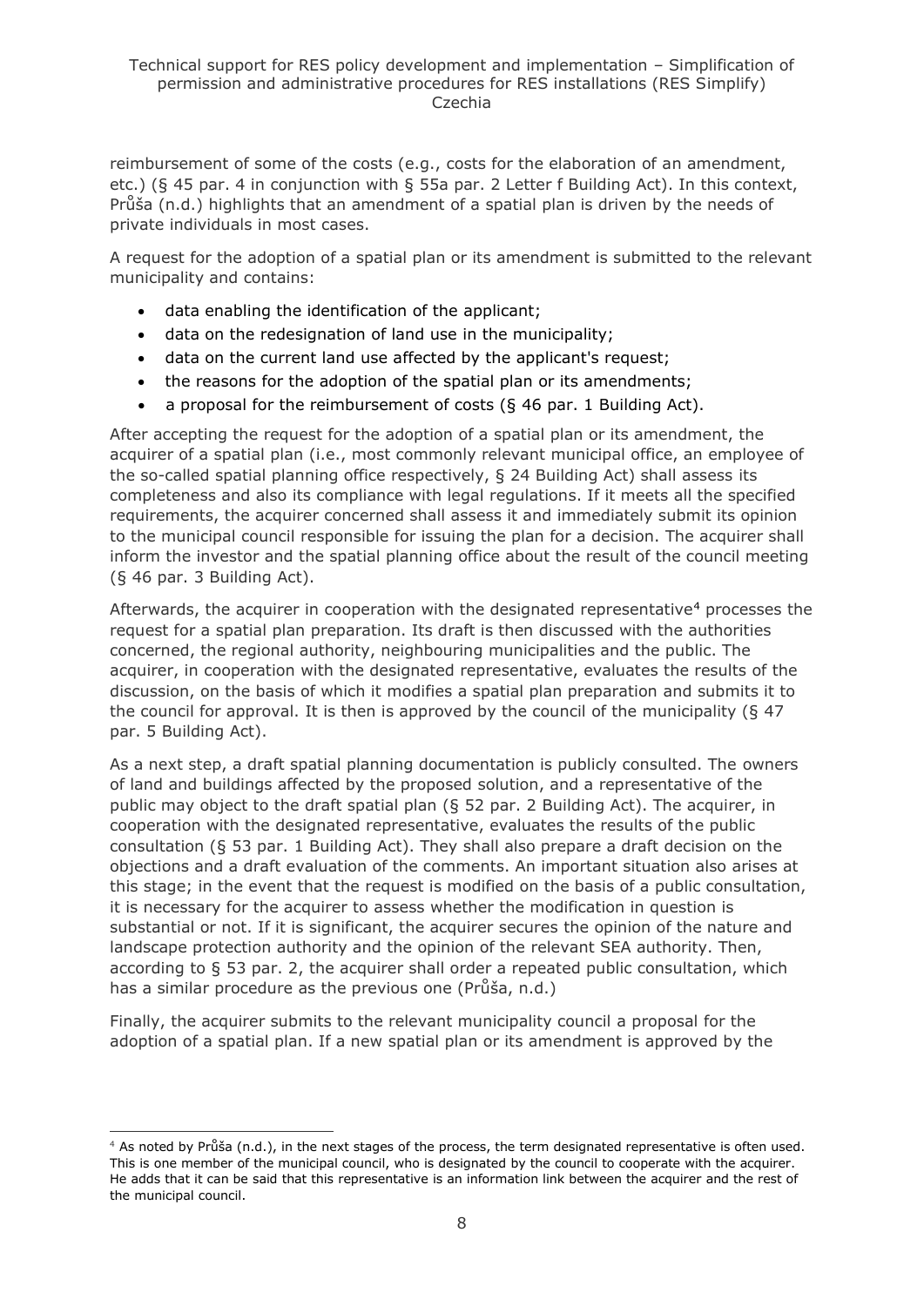reimbursement of some of the costs (e.g., costs for the elaboration of an amendment, etc.) (§ 45 par. 4 in conjunction with § 55a par. 2 Letter f Building Act). In this context, Průša (n.d.) highlights that an amendment of a spatial plan is driven by the needs of private individuals in most cases.

A request for the adoption of a spatial plan or its amendment is submitted to the relevant municipality and contains:

- data enabling the identification of the applicant;
- data on the redesignation of land use in the municipality;
- data on the current land use affected by the applicant's request;
- the reasons for the adoption of the spatial plan or its amendments;
- a proposal for the reimbursement of costs (§ 46 par. 1 Building Act).

After accepting the request for the adoption of a spatial plan or its amendment, the acquirer of a spatial plan (i.e., most commonly relevant municipal office, an employee of the so-called spatial planning office respectively, § 24 Building Act) shall assess its completeness and also its compliance with legal regulations. If it meets all the specified requirements, the acquirer concerned shall assess it and immediately submit its opinion to the municipal council responsible for issuing the plan for a decision. The acquirer shall inform the investor and the spatial planning office about the result of the council meeting (§ 46 par. 3 Building Act).

Afterwards, the acquirer in cooperation with the designated representative[4] processes the request for a spatial plan preparation. Its draft is then discussed with the authorities concerned, the regional authority, neighbouring municipalities and the public. The acquirer, in cooperation with the designated representative, evaluates the results of the discussion, on the basis of which it modifies a spatial plan preparation and submits it to the council for approval. It is then is approved by the council of the municipality (§ 47 par. 5 Building Act).

As a next step, a draft spatial planning documentation is publicly consulted. The owners of land and buildings affected by the proposed solution, and a representative of the public may object to the draft spatial plan (§ 52 par. 2 Building Act). The acquirer, in cooperation with the designated representative, evaluates the results of the public consultation (§ 53 par. 1 Building Act). They shall also prepare a draft decision on the objections and a draft evaluation of the comments. An important situation also arises at this stage; in the event that the request is modified on the basis of a public consultation, it is necessary for the acquirer to assess whether the modification in question is substantial or not. If it is significant, the acquirer secures the opinion of the nature and landscape protection authority and the opinion of the relevant SEA authority. Then, according to § 53 par. 2, the acquirer shall order a repeated public consultation, which has a similar procedure as the previous one (Průša, n.d.)

Finally, the acquirer submits to the relevant municipality council a proposal for the adoption of a spatial plan. If a new spatial plan or its amendment is approved by the

[4] As noted by Průša (n.d.), in the next stages of the process, the term designated representative is often used. This is one member of the municipal council, who is designated by the council to cooperate with the acquirer. He adds that it can be said that this representative is an information link between the acquirer and the rest of the municipal council.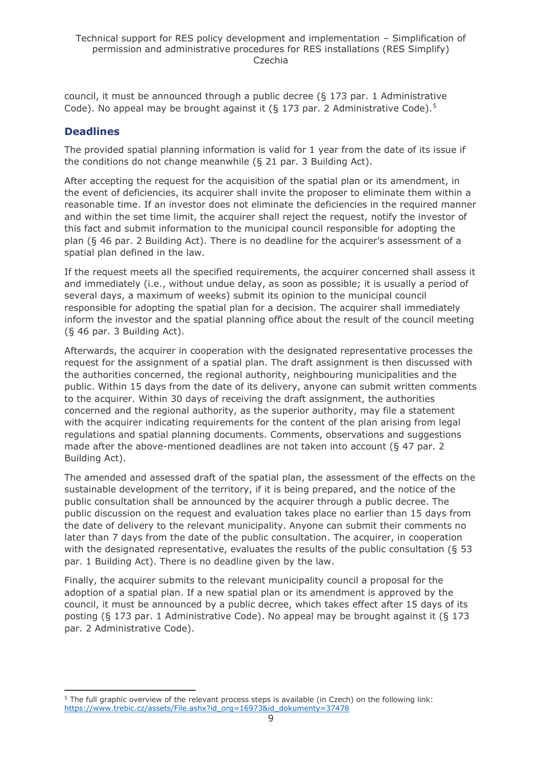council, it must be announced through a public decree (§ 173 par. 1 Administrative Code). No appeal may be brought against it (§ 173 par. 2 Administrative Code).[5]

## Deadlines

The provided spatial planning information is valid for 1 year from the date of its issue if the conditions do not change meanwhile (§ 21 par. 3 Building Act).

After accepting the request for the acquisition of the spatial plan or its amendment, in the event of deficiencies, its acquirer shall invite the proposer to eliminate them within a reasonable time. If an investor does not eliminate the deficiencies in the required manner and within the set time limit, the acquirer shall reject the request, notify the investor of this fact and submit information to the municipal council responsible for adopting the plan (§ 46 par. 2 Building Act). There is no deadline for the acquirer's assessment of a spatial plan defined in the law.

If the request meets all the specified requirements, the acquirer concerned shall assess it and immediately (i.e., without undue delay, as soon as possible; it is usually a period of several days, a maximum of weeks) submit its opinion to the municipal council responsible for adopting the spatial plan for a decision. The acquirer shall immediately inform the investor and the spatial planning office about the result of the council meeting (§ 46 par. 3 Building Act).

Afterwards, the acquirer in cooperation with the designated representative processes the request for the assignment of a spatial plan. The draft assignment is then discussed with the authorities concerned, the regional authority, neighbouring municipalities and the public. Within 15 days from the date of its delivery, anyone can submit written comments to the acquirer. Within 30 days of receiving the draft assignment, the authorities concerned and the regional authority, as the superior authority, may file a statement with the acquirer indicating requirements for the content of the plan arising from legal regulations and spatial planning documents. Comments, observations and suggestions made after the above-mentioned deadlines are not taken into account (§ 47 par. 2 Building Act).

The amended and assessed draft of the spatial plan, the assessment of the effects on the sustainable development of the territory, if it is being prepared, and the notice of the public consultation shall be announced by the acquirer through a public decree. The public discussion on the request and evaluation takes place no earlier than 15 days from the date of delivery to the relevant municipality. Anyone can submit their comments no later than 7 days from the date of the public consultation. The acquirer, in cooperation with the designated representative, evaluates the results of the public consultation (§ 53 par. 1 Building Act). There is no deadline given by the law.

Finally, the acquirer submits to the relevant municipality council a proposal for the adoption of a spatial plan. If a new spatial plan or its amendment is approved by the council, it must be announced by a public decree, which takes effect after 15 days of its posting (§ 173 par. 1 Administrative Code). No appeal may be brought against it (§ 173 par. 2 Administrative Code).

---

[5] The full graphic overview of the relevant process steps is available (in Czech) on the following link: https://www.trebic.cz/assets/File.ashx?id_org=16973&id_dokumenty=37478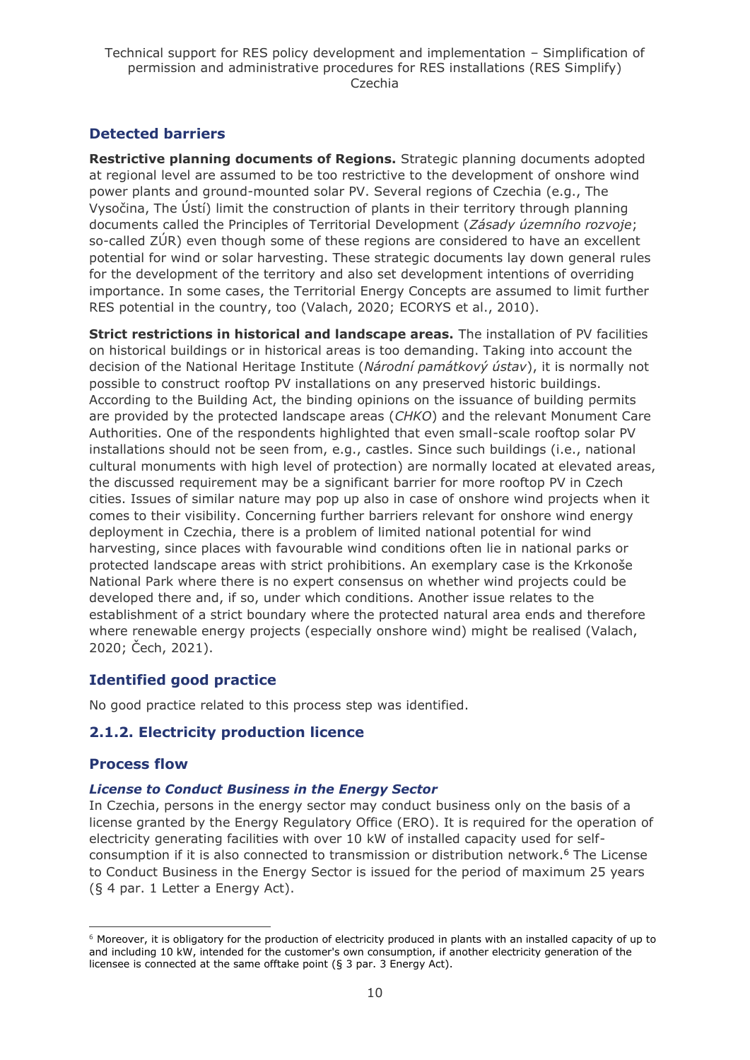### Detected barriers

**Restrictive planning documents of Regions.** Strategic planning documents adopted at regional level are assumed to be too restrictive to the development of onshore wind power plants and ground-mounted solar PV. Several regions of Czechia (e.g., The Vysočina, The Ústí) limit the construction of plants in their territory through planning documents called the Principles of Territorial Development (*Zásady územního rozvoje*; so-called ZÚR) even though some of these regions are considered to have an excellent potential for wind or solar harvesting. These strategic documents lay down general rules for the development of the territory and also set development intentions of overriding importance. In some cases, the Territorial Energy Concepts are assumed to limit further RES potential in the country, too (Valach, 2020; ECORYS et al., 2010).

**Strict restrictions in historical and landscape areas.** The installation of PV facilities on historical buildings or in historical areas is too demanding. Taking into account the decision of the National Heritage Institute (*Národní památkový ústav*), it is normally not possible to construct rooftop PV installations on any preserved historic buildings. According to the Building Act, the binding opinions on the issuance of building permits are provided by the protected landscape areas (*CHKO*) and the relevant Monument Care Authorities. One of the respondents highlighted that even small-scale rooftop solar PV installations should not be seen from, e.g., castles. Since such buildings (i.e., national cultural monuments with high level of protection) are normally located at elevated areas, the discussed requirement may be a significant barrier for more rooftop PV in Czech cities. Issues of similar nature may pop up also in case of onshore wind projects when it comes to their visibility. Concerning further barriers relevant for onshore wind energy deployment in Czechia, there is a problem of limited national potential for wind harvesting, since places with favourable wind conditions often lie in national parks or protected landscape areas with strict prohibitions. An exemplary case is the Krkonoše National Park where there is no expert consensus on whether wind projects could be developed there and, if so, under which conditions. Another issue relates to the establishment of a strict boundary where the protected natural area ends and therefore where renewable energy projects (especially onshore wind) might be realised (Valach, 2020; Čech, 2021).

### Identified good practice

No good practice related to this process step was identified.

## 2.1.2. Electricity production licence

### Process flow

#### *License to Conduct Business in the Energy Sector*

In Czechia, persons in the energy sector may conduct business only on the basis of a license granted by the Energy Regulatory Office (ERO). It is required for the operation of electricity generating facilities with over 10 kW of installed capacity used for self-consumption if it is also connected to transmission or distribution network.[6] The License to Conduct Business in the Energy Sector is issued for the period of maximum 25 years (§ 4 par. 1 Letter a Energy Act).

[6] Moreover, it is obligatory for the production of electricity produced in plants with an installed capacity of up to and including 10 kW, intended for the customer's own consumption, if another electricity generation of the licensee is connected at the same offtake point (§ 3 par. 3 Energy Act).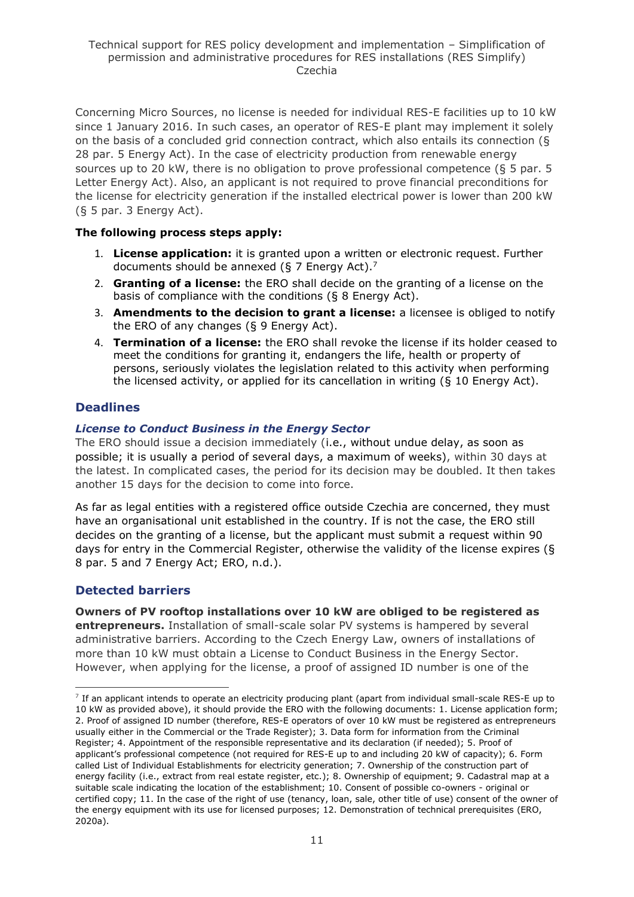Concerning Micro Sources, no license is needed for individual RES-E facilities up to 10 kW since 1 January 2016. In such cases, an operator of RES-E plant may implement it solely on the basis of a concluded grid connection contract, which also entails its connection (§ 28 par. 5 Energy Act). In the case of electricity production from renewable energy sources up to 20 kW, there is no obligation to prove professional competence (§ 5 par. 5 Letter Energy Act). Also, an applicant is not required to prove financial preconditions for the license for electricity generation if the installed electrical power is lower than 200 kW (§ 5 par. 3 Energy Act).

**The following process steps apply:**

1. **License application:** it is granted upon a written or electronic request. Further documents should be annexed (§ 7 Energy Act).[7]
2. **Granting of a license:** the ERO shall decide on the granting of a license on the basis of compliance with the conditions (§ 8 Energy Act).
3. **Amendments to the decision to grant a license:** a licensee is obliged to notify the ERO of any changes (§ 9 Energy Act).
4. **Termination of a license:** the ERO shall revoke the license if its holder ceased to meet the conditions for granting it, endangers the life, health or property of persons, seriously violates the legislation related to this activity when performing the licensed activity, or applied for its cancellation in writing (§ 10 Energy Act).

## Deadlines

### *License to Conduct Business in the Energy Sector*

The ERO should issue a decision immediately (i.e., without undue delay, as soon as possible; it is usually a period of several days, a maximum of weeks), within 30 days at the latest. In complicated cases, the period for its decision may be doubled. It then takes another 15 days for the decision to come into force.

As far as legal entities with a registered office outside Czechia are concerned, they must have an organisational unit established in the country. If is not the case, the ERO still decides on the granting of a license, but the applicant must submit a request within 90 days for entry in the Commercial Register, otherwise the validity of the license expires (§ 8 par. 5 and 7 Energy Act; ERO, n.d.).

## Detected barriers

**Owners of PV rooftop installations over 10 kW are obliged to be registered as entrepreneurs.** Installation of small-scale solar PV systems is hampered by several administrative barriers. According to the Czech Energy Law, owners of installations of more than 10 kW must obtain a License to Conduct Business in the Energy Sector. However, when applying for the license, a proof of assigned ID number is one of the

---

[7] If an applicant intends to operate an electricity producing plant (apart from individual small-scale RES-E up to 10 kW as provided above), it should provide the ERO with the following documents: 1. License application form; 2. Proof of assigned ID number (therefore, RES-E operators of over 10 kW must be registered as entrepreneurs usually either in the Commercial or the Trade Register); 3. Data form for information from the Criminal Register; 4. Appointment of the responsible representative and its declaration (if needed); 5. Proof of applicant's professional competence (not required for RES-E up to and including 20 kW of capacity); 6. Form called List of Individual Establishments for electricity generation; 7. Ownership of the construction part of energy facility (i.e., extract from real estate register, etc.); 8. Ownership of equipment; 9. Cadastral map at a suitable scale indicating the location of the establishment; 10. Consent of possible co-owners - original or certified copy; 11. In the case of the right of use (tenancy, loan, sale, other title of use) consent of the owner of the energy equipment with its use for licensed purposes; 12. Demonstration of technical prerequisites (ERO, 2020a).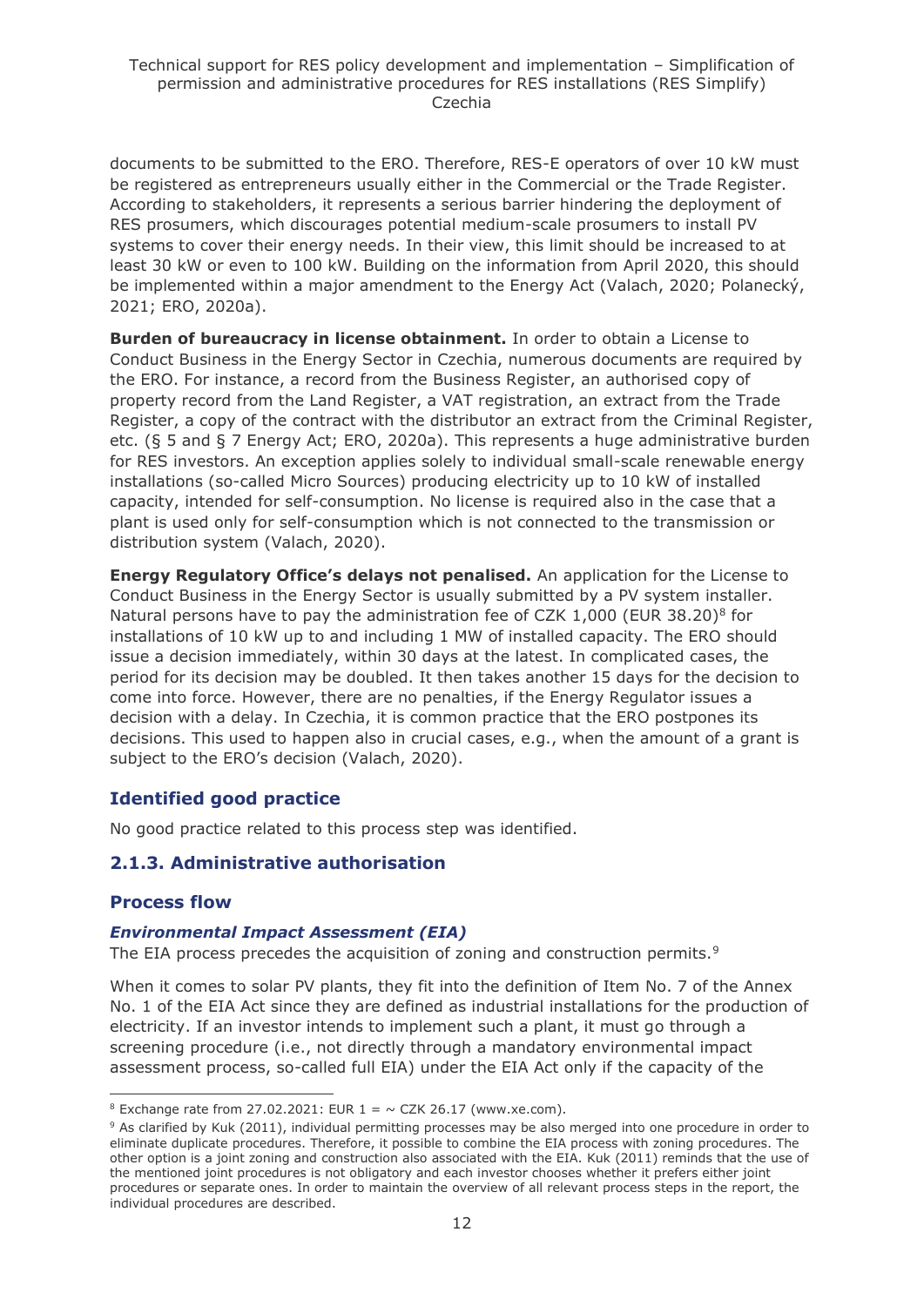documents to be submitted to the ERO. Therefore, RES-E operators of over 10 kW must be registered as entrepreneurs usually either in the Commercial or the Trade Register. According to stakeholders, it represents a serious barrier hindering the deployment of RES prosumers, which discourages potential medium-scale prosumers to install PV systems to cover their energy needs. In their view, this limit should be increased to at least 30 kW or even to 100 kW. Building on the information from April 2020, this should be implemented within a major amendment to the Energy Act (Valach, 2020; Polanecký, 2021; ERO, 2020a).

**Burden of bureaucracy in license obtainment.** In order to obtain a License to Conduct Business in the Energy Sector in Czechia, numerous documents are required by the ERO. For instance, a record from the Business Register, an authorised copy of property record from the Land Register, a VAT registration, an extract from the Trade Register, a copy of the contract with the distributor an extract from the Criminal Register, etc. (§ 5 and § 7 Energy Act; ERO, 2020a). This represents a huge administrative burden for RES investors. An exception applies solely to individual small-scale renewable energy installations (so-called Micro Sources) producing electricity up to 10 kW of installed capacity, intended for self-consumption. No license is required also in the case that a plant is used only for self-consumption which is not connected to the transmission or distribution system (Valach, 2020).

**Energy Regulatory Office's delays not penalised.** An application for the License to Conduct Business in the Energy Sector is usually submitted by a PV system installer. Natural persons have to pay the administration fee of CZK 1,000 (EUR 38.20)[8] for installations of 10 kW up to and including 1 MW of installed capacity. The ERO should issue a decision immediately, within 30 days at the latest. In complicated cases, the period for its decision may be doubled. It then takes another 15 days for the decision to come into force. However, there are no penalties, if the Energy Regulator issues a decision with a delay. In Czechia, it is common practice that the ERO postpones its decisions. This used to happen also in crucial cases, e.g., when the amount of a grant is subject to the ERO's decision (Valach, 2020).

### Identified good practice

No good practice related to this process step was identified.

## 2.1.3. Administrative authorisation

### Process flow

#### *Environmental Impact Assessment (EIA)*

The EIA process precedes the acquisition of zoning and construction permits.[9]

When it comes to solar PV plants, they fit into the definition of Item No. 7 of the Annex No. 1 of the EIA Act since they are defined as industrial installations for the production of electricity. If an investor intends to implement such a plant, it must go through a screening procedure (i.e., not directly through a mandatory environmental impact assessment process, so-called full EIA) under the EIA Act only if the capacity of the

---

[8] Exchange rate from 27.02.2021: EUR 1 = ~ CZK 26.17 (www.xe.com).

[9] As clarified by Kuk (2011), individual permitting processes may be also merged into one procedure in order to eliminate duplicate procedures. Therefore, it possible to combine the EIA process with zoning procedures. The other option is a joint zoning and construction also associated with the EIA. Kuk (2011) reminds that the use of the mentioned joint procedures is not obligatory and each investor chooses whether it prefers either joint procedures or separate ones. In order to maintain the overview of all relevant process steps in the report, the individual procedures are described.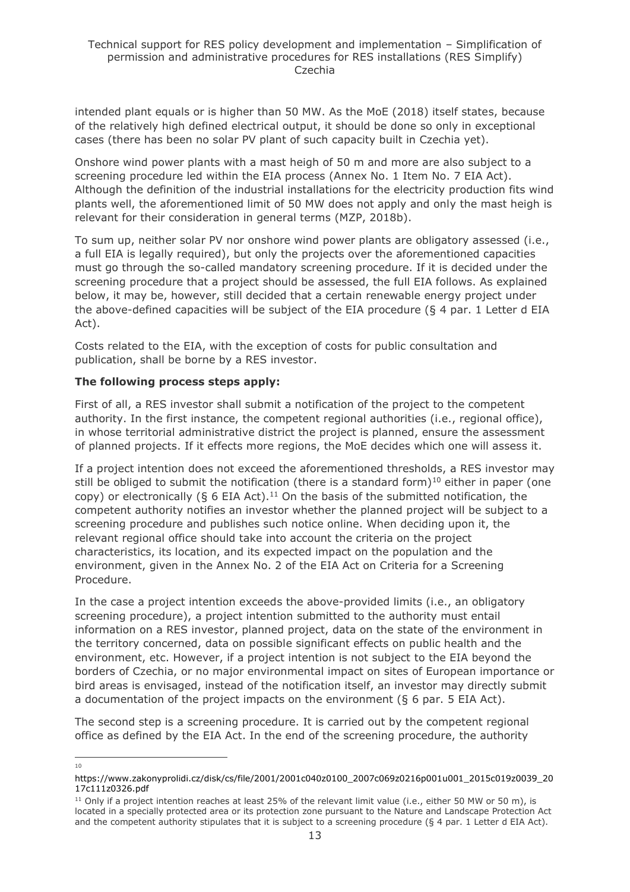intended plant equals or is higher than 50 MW. As the MoE (2018) itself states, because of the relatively high defined electrical output, it should be done so only in exceptional cases (there has been no solar PV plant of such capacity built in Czechia yet).

Onshore wind power plants with a mast heigh of 50 m and more are also subject to a screening procedure led within the EIA process (Annex No. 1 Item No. 7 EIA Act). Although the definition of the industrial installations for the electricity production fits wind plants well, the aforementioned limit of 50 MW does not apply and only the mast heigh is relevant for their consideration in general terms (MZP, 2018b).

To sum up, neither solar PV nor onshore wind power plants are obligatory assessed (i.e., a full EIA is legally required), but only the projects over the aforementioned capacities must go through the so-called mandatory screening procedure. If it is decided under the screening procedure that a project should be assessed, the full EIA follows. As explained below, it may be, however, still decided that a certain renewable energy project under the above-defined capacities will be subject of the EIA procedure (§ 4 par. 1 Letter d EIA Act).

Costs related to the EIA, with the exception of costs for public consultation and publication, shall be borne by a RES investor.

**The following process steps apply:**

First of all, a RES investor shall submit a notification of the project to the competent authority. In the first instance, the competent regional authorities (i.e., regional office), in whose territorial administrative district the project is planned, ensure the assessment of planned projects. If it effects more regions, the MoE decides which one will assess it.

If a project intention does not exceed the aforementioned thresholds, a RES investor may still be obliged to submit the notification (there is a standard form)[10] either in paper (one copy) or electronically (§ 6 EIA Act).[11] On the basis of the submitted notification, the competent authority notifies an investor whether the planned project will be subject to a screening procedure and publishes such notice online. When deciding upon it, the relevant regional office should take into account the criteria on the project characteristics, its location, and its expected impact on the population and the environment, given in the Annex No. 2 of the EIA Act on Criteria for a Screening Procedure.

In the case a project intention exceeds the above-provided limits (i.e., an obligatory screening procedure), a project intention submitted to the authority must entail information on a RES investor, planned project, data on the state of the environment in the territory concerned, data on possible significant effects on public health and the environment, etc. However, if a project intention is not subject to the EIA beyond the borders of Czechia, or no major environmental impact on sites of European importance or bird areas is envisaged, instead of the notification itself, an investor may directly submit a documentation of the project impacts on the environment (§ 6 par. 5 EIA Act).

The second step is a screening procedure. It is carried out by the competent regional office as defined by the EIA Act. In the end of the screening procedure, the authority

---

[10] https://www.zakonyprolidi.cz/disk/cs/file/2001/2001c040z0100_2007c069z0216p001u001_2015c019z0039_2017c111z0326.pdf

[11] Only if a project intention reaches at least 25% of the relevant limit value (i.e., either 50 MW or 50 m), is located in a specially protected area or its protection zone pursuant to the Nature and Landscape Protection Act and the competent authority stipulates that it is subject to a screening procedure (§ 4 par. 1 Letter d EIA Act).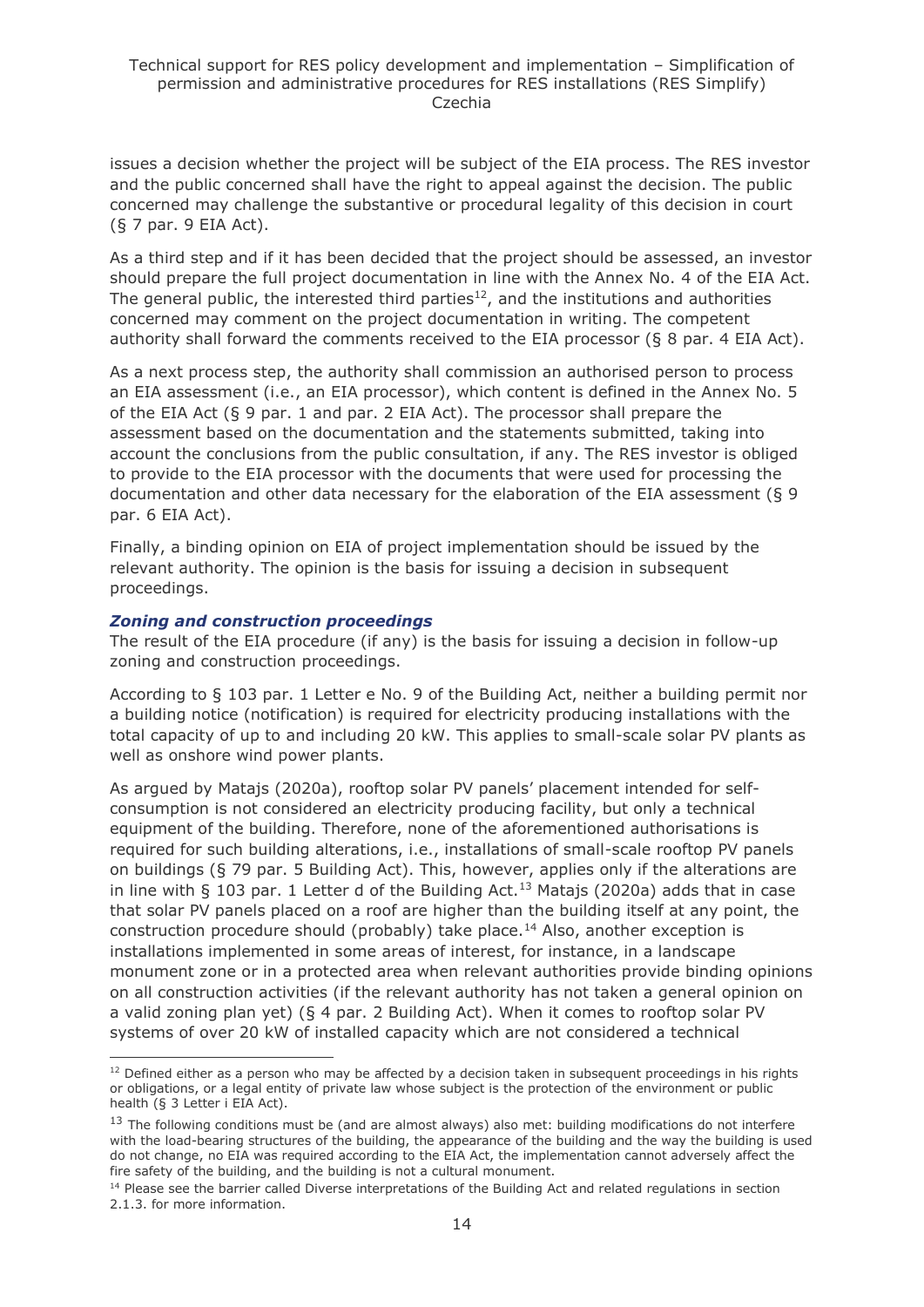issues a decision whether the project will be subject of the EIA process. The RES investor and the public concerned shall have the right to appeal against the decision. The public concerned may challenge the substantive or procedural legality of this decision in court (§ 7 par. 9 EIA Act).

As a third step and if it has been decided that the project should be assessed, an investor should prepare the full project documentation in line with the Annex No. 4 of the EIA Act. The general public, the interested third parties[12], and the institutions and authorities concerned may comment on the project documentation in writing. The competent authority shall forward the comments received to the EIA processor (§ 8 par. 4 EIA Act).

As a next process step, the authority shall commission an authorised person to process an EIA assessment (i.e., an EIA processor), which content is defined in the Annex No. 5 of the EIA Act (§ 9 par. 1 and par. 2 EIA Act). The processor shall prepare the assessment based on the documentation and the statements submitted, taking into account the conclusions from the public consultation, if any. The RES investor is obliged to provide to the EIA processor with the documents that were used for processing the documentation and other data necessary for the elaboration of the EIA assessment (§ 9 par. 6 EIA Act).

Finally, a binding opinion on EIA of project implementation should be issued by the relevant authority. The opinion is the basis for issuing a decision in subsequent proceedings.

### *Zoning and construction proceedings*

The result of the EIA procedure (if any) is the basis for issuing a decision in follow-up zoning and construction proceedings.

According to § 103 par. 1 Letter e No. 9 of the Building Act, neither a building permit nor a building notice (notification) is required for electricity producing installations with the total capacity of up to and including 20 kW. This applies to small-scale solar PV plants as well as onshore wind power plants.

As argued by Matajs (2020a), rooftop solar PV panels' placement intended for self-consumption is not considered an electricity producing facility, but only a technical equipment of the building. Therefore, none of the aforementioned authorisations is required for such building alterations, i.e., installations of small-scale rooftop PV panels on buildings (§ 79 par. 5 Building Act). This, however, applies only if the alterations are in line with § 103 par. 1 Letter d of the Building Act.[13] Matajs (2020a) adds that in case that solar PV panels placed on a roof are higher than the building itself at any point, the construction procedure should (probably) take place.[14] Also, another exception is installations implemented in some areas of interest, for instance, in a landscape monument zone or in a protected area when relevant authorities provide binding opinions on all construction activities (if the relevant authority has not taken a general opinion on a valid zoning plan yet) (§ 4 par. 2 Building Act). When it comes to rooftop solar PV systems of over 20 kW of installed capacity which are not considered a technical

---

[12] Defined either as a person who may be affected by a decision taken in subsequent proceedings in his rights or obligations, or a legal entity of private law whose subject is the protection of the environment or public health (§ 3 Letter i EIA Act).

[13] The following conditions must be (and are almost always) also met: building modifications do not interfere with the load-bearing structures of the building, the appearance of the building and the way the building is used do not change, no EIA was required according to the EIA Act, the implementation cannot adversely affect the fire safety of the building, and the building is not a cultural monument.

[14] Please see the barrier called Diverse interpretations of the Building Act and related regulations in section 2.1.3. for more information.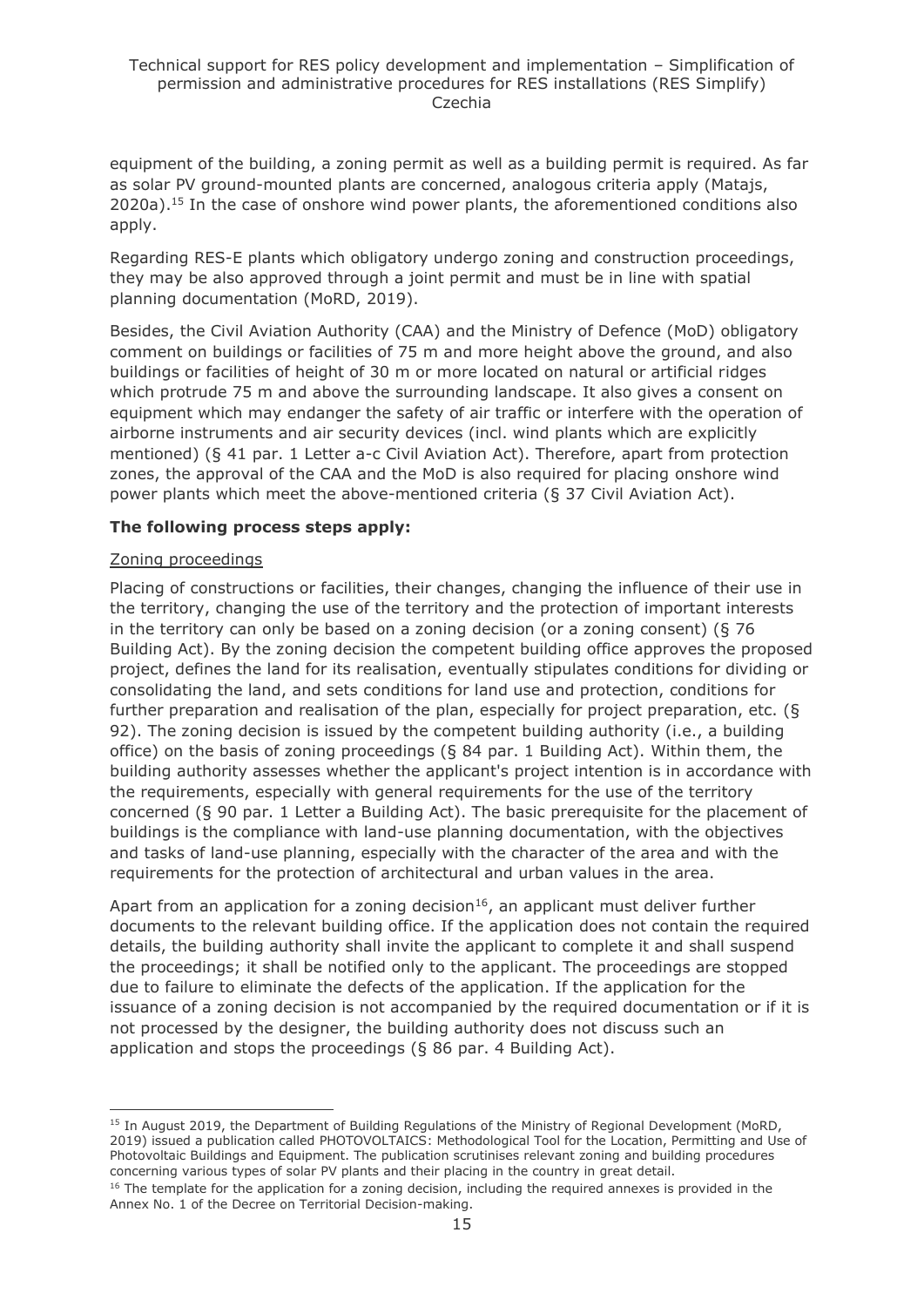equipment of the building, a zoning permit as well as a building permit is required. As far as solar PV ground-mounted plants are concerned, analogous criteria apply (Matajs, 2020a).[15] In the case of onshore wind power plants, the aforementioned conditions also apply.

Regarding RES-E plants which obligatory undergo zoning and construction proceedings, they may be also approved through a joint permit and must be in line with spatial planning documentation (MoRD, 2019).

Besides, the Civil Aviation Authority (CAA) and the Ministry of Defence (MoD) obligatory comment on buildings or facilities of 75 m and more height above the ground, and also buildings or facilities of height of 30 m or more located on natural or artificial ridges which protrude 75 m and above the surrounding landscape. It also gives a consent on equipment which may endanger the safety of air traffic or interfere with the operation of airborne instruments and air security devices (incl. wind plants which are explicitly mentioned) (§ 41 par. 1 Letter a-c Civil Aviation Act). Therefore, apart from protection zones, the approval of the CAA and the MoD is also required for placing onshore wind power plants which meet the above-mentioned criteria (§ 37 Civil Aviation Act).

**The following process steps apply:**

Zoning proceedings

Placing of constructions or facilities, their changes, changing the influence of their use in the territory, changing the use of the territory and the protection of important interests in the territory can only be based on a zoning decision (or a zoning consent) (§ 76 Building Act). By the zoning decision the competent building office approves the proposed project, defines the land for its realisation, eventually stipulates conditions for dividing or consolidating the land, and sets conditions for land use and protection, conditions for further preparation and realisation of the plan, especially for project preparation, etc. (§ 92). The zoning decision is issued by the competent building authority (i.e., a building office) on the basis of zoning proceedings (§ 84 par. 1 Building Act). Within them, the building authority assesses whether the applicant's project intention is in accordance with the requirements, especially with general requirements for the use of the territory concerned (§ 90 par. 1 Letter a Building Act). The basic prerequisite for the placement of buildings is the compliance with land-use planning documentation, with the objectives and tasks of land-use planning, especially with the character of the area and with the requirements for the protection of architectural and urban values in the area.

Apart from an application for a zoning decision[16], an applicant must deliver further documents to the relevant building office. If the application does not contain the required details, the building authority shall invite the applicant to complete it and shall suspend the proceedings; it shall be notified only to the applicant. The proceedings are stopped due to failure to eliminate the defects of the application. If the application for the issuance of a zoning decision is not accompanied by the required documentation or if it is not processed by the designer, the building authority does not discuss such an application and stops the proceedings (§ 86 par. 4 Building Act).

[15] In August 2019, the Department of Building Regulations of the Ministry of Regional Development (MoRD, 2019) issued a publication called PHOTOVOLTAICS: Methodological Tool for the Location, Permitting and Use of Photovoltaic Buildings and Equipment. The publication scrutinises relevant zoning and building procedures concerning various types of solar PV plants and their placing in the country in great detail.

[16] The template for the application for a zoning decision, including the required annexes is provided in the Annex No. 1 of the Decree on Territorial Decision-making.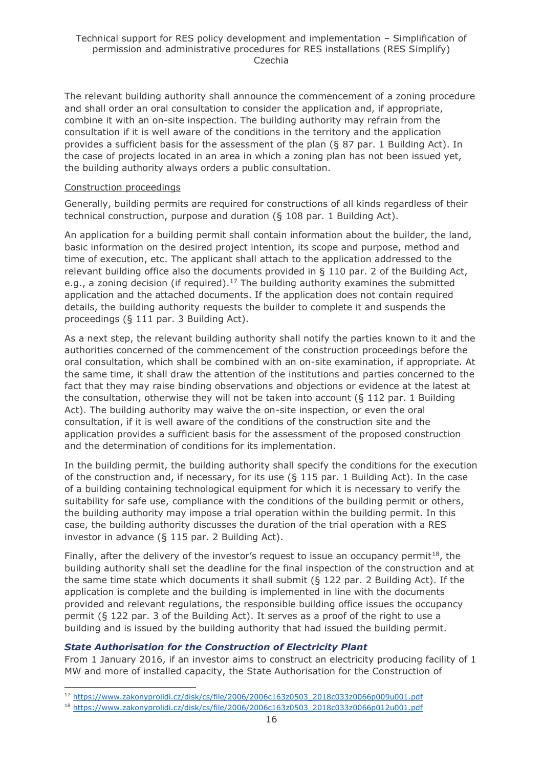The relevant building authority shall announce the commencement of a zoning procedure and shall order an oral consultation to consider the application and, if appropriate, combine it with an on-site inspection. The building authority may refrain from the consultation if it is well aware of the conditions in the territory and the application provides a sufficient basis for the assessment of the plan (§ 87 par. 1 Building Act). In the case of projects located in an area in which a zoning plan has not been issued yet, the building authority always orders a public consultation.

Construction proceedings

Generally, building permits are required for constructions of all kinds regardless of their technical construction, purpose and duration (§ 108 par. 1 Building Act).

An application for a building permit shall contain information about the builder, the land, basic information on the desired project intention, its scope and purpose, method and time of execution, etc. The applicant shall attach to the application addressed to the relevant building office also the documents provided in § 110 par. 2 of the Building Act, e.g., a zoning decision (if required).[17] The building authority examines the submitted application and the attached documents. If the application does not contain required details, the building authority requests the builder to complete it and suspends the proceedings (§ 111 par. 3 Building Act).

As a next step, the relevant building authority shall notify the parties known to it and the authorities concerned of the commencement of the construction proceedings before the oral consultation, which shall be combined with an on-site examination, if appropriate. At the same time, it shall draw the attention of the institutions and parties concerned to the fact that they may raise binding observations and objections or evidence at the latest at the consultation, otherwise they will not be taken into account (§ 112 par. 1 Building Act). The building authority may waive the on-site inspection, or even the oral consultation, if it is well aware of the conditions of the construction site and the application provides a sufficient basis for the assessment of the proposed construction and the determination of conditions for its implementation.

In the building permit, the building authority shall specify the conditions for the execution of the construction and, if necessary, for its use (§ 115 par. 1 Building Act). In the case of a building containing technological equipment for which it is necessary to verify the suitability for safe use, compliance with the conditions of the building permit or others, the building authority may impose a trial operation within the building permit. In this case, the building authority discusses the duration of the trial operation with a RES investor in advance (§ 115 par. 2 Building Act).

Finally, after the delivery of the investor's request to issue an occupancy permit[18], the building authority shall set the deadline for the final inspection of the construction and at the same time state which documents it shall submit (§ 122 par. 2 Building Act). If the application is complete and the building is implemented in line with the documents provided and relevant regulations, the responsible building office issues the occupancy permit (§ 122 par. 3 of the Building Act). It serves as a proof of the right to use a building and is issued by the building authority that had issued the building permit.

### *State Authorisation for the Construction of Electricity Plant*

From 1 January 2016, if an investor aims to construct an electricity producing facility of 1 MW and more of installed capacity, the State Authorisation for the Construction of

---

[17] https://www.zakonyprolidi.cz/disk/cs/file/2006/2006c163z0503_2018c033z0066p009u001.pdf

[18] https://www.zakonyprolidi.cz/disk/cs/file/2006/2006c163z0503_2018c033z0066p012u001.pdf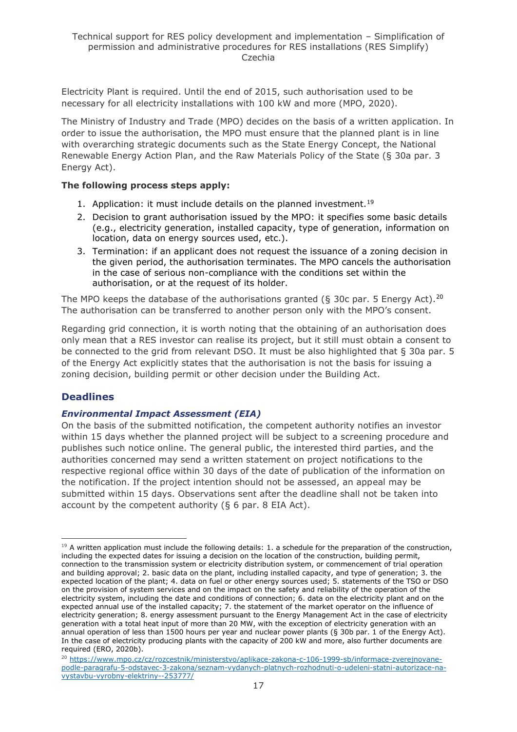Electricity Plant is required. Until the end of 2015, such authorisation used to be necessary for all electricity installations with 100 kW and more (MPO, 2020).

The Ministry of Industry and Trade (MPO) decides on the basis of a written application. In order to issue the authorisation, the MPO must ensure that the planned plant is in line with overarching strategic documents such as the State Energy Concept, the National Renewable Energy Action Plan, and the Raw Materials Policy of the State (§ 30a par. 3 Energy Act).

**The following process steps apply:**

1. Application: it must include details on the planned investment.[19]
2. Decision to grant authorisation issued by the MPO: it specifies some basic details (e.g., electricity generation, installed capacity, type of generation, information on location, data on energy sources used, etc.).
3. Termination: if an applicant does not request the issuance of a zoning decision in the given period, the authorisation terminates. The MPO cancels the authorisation in the case of serious non-compliance with the conditions set within the authorisation, or at the request of its holder.

The MPO keeps the database of the authorisations granted (§ 30c par. 5 Energy Act).[20] The authorisation can be transferred to another person only with the MPO's consent.

Regarding grid connection, it is worth noting that the obtaining of an authorisation does only mean that a RES investor can realise its project, but it still must obtain a consent to be connected to the grid from relevant DSO. It must be also highlighted that § 30a par. 5 of the Energy Act explicitly states that the authorisation is not the basis for issuing a zoning decision, building permit or other decision under the Building Act.

## Deadlines

### *Environmental Impact Assessment (EIA)*

On the basis of the submitted notification, the competent authority notifies an investor within 15 days whether the planned project will be subject to a screening procedure and publishes such notice online. The general public, the interested third parties, and the authorities concerned may send a written statement on project notifications to the respective regional office within 30 days of the date of publication of the information on the notification. If the project intention should not be assessed, an appeal may be submitted within 15 days. Observations sent after the deadline shall not be taken into account by the competent authority (§ 6 par. 8 EIA Act).

---

[19] A written application must include the following details: 1. a schedule for the preparation of the construction, including the expected dates for issuing a decision on the location of the construction, building permit, connection to the transmission system or electricity distribution system, or commencement of trial operation and building approval; 2. basic data on the plant, including installed capacity, and type of generation; 3. the expected location of the plant; 4. data on fuel or other energy sources used; 5. statements of the TSO or DSO on the provision of system services and on the impact on the safety and reliability of the operation of the electricity system, including the date and conditions of connection; 6. data on the electricity plant and on the expected annual use of the installed capacity; 7. the statement of the market operator on the influence of electricity generation; 8. energy assessment pursuant to the Energy Management Act in the case of electricity generation with a total heat input of more than 20 MW, with the exception of electricity generation with an annual operation of less than 1500 hours per year and nuclear power plants (§ 30b par. 1 of the Energy Act). In the case of electricity producing plants with the capacity of 200 kW and more, also further documents are required (ERO, 2020b).

[20] https://www.mpo.cz/cz/rozcestnik/ministerstvo/aplikace-zakona-c-106-1999-sb/informace-zverejnovane-podle-paragrafu-5-odstavec-3-zakona/seznam-vydanych-platnych-rozhodnuti-o-udeleni-statni-autorizace-na-vystavbu-vyrobny-elektriny--253777/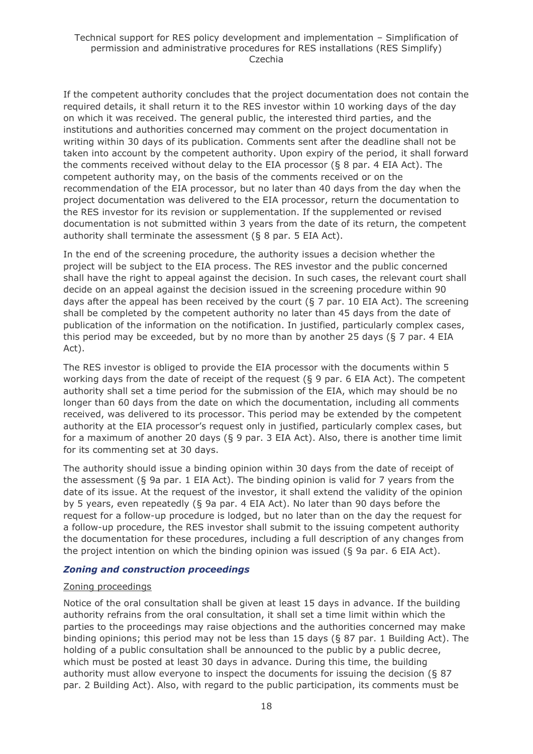If the competent authority concludes that the project documentation does not contain the required details, it shall return it to the RES investor within 10 working days of the day on which it was received. The general public, the interested third parties, and the institutions and authorities concerned may comment on the project documentation in writing within 30 days of its publication. Comments sent after the deadline shall not be taken into account by the competent authority. Upon expiry of the period, it shall forward the comments received without delay to the EIA processor (§ 8 par. 4 EIA Act). The competent authority may, on the basis of the comments received or on the recommendation of the EIA processor, but no later than 40 days from the day when the project documentation was delivered to the EIA processor, return the documentation to the RES investor for its revision or supplementation. If the supplemented or revised documentation is not submitted within 3 years from the date of its return, the competent authority shall terminate the assessment (§ 8 par. 5 EIA Act).

In the end of the screening procedure, the authority issues a decision whether the project will be subject to the EIA process. The RES investor and the public concerned shall have the right to appeal against the decision. In such cases, the relevant court shall decide on an appeal against the decision issued in the screening procedure within 90 days after the appeal has been received by the court (§ 7 par. 10 EIA Act). The screening shall be completed by the competent authority no later than 45 days from the date of publication of the information on the notification. In justified, particularly complex cases, this period may be exceeded, but by no more than by another 25 days (§ 7 par. 4 EIA Act).

The RES investor is obliged to provide the EIA processor with the documents within 5 working days from the date of receipt of the request (§ 9 par. 6 EIA Act). The competent authority shall set a time period for the submission of the EIA, which may should be no longer than 60 days from the date on which the documentation, including all comments received, was delivered to its processor. This period may be extended by the competent authority at the EIA processor's request only in justified, particularly complex cases, but for a maximum of another 20 days (§ 9 par. 3 EIA Act). Also, there is another time limit for its commenting set at 30 days.

The authority should issue a binding opinion within 30 days from the date of receipt of the assessment (§ 9a par. 1 EIA Act). The binding opinion is valid for 7 years from the date of its issue. At the request of the investor, it shall extend the validity of the opinion by 5 years, even repeatedly (§ 9a par. 4 EIA Act). No later than 90 days before the request for a follow-up procedure is lodged, but no later than on the day the request for a follow-up procedure, the RES investor shall submit to the issuing competent authority the documentation for these procedures, including a full description of any changes from the project intention on which the binding opinion was issued (§ 9a par. 6 EIA Act).

### *Zoning and construction proceedings*

Zoning proceedings

Notice of the oral consultation shall be given at least 15 days in advance. If the building authority refrains from the oral consultation, it shall set a time limit within which the parties to the proceedings may raise objections and the authorities concerned may make binding opinions; this period may not be less than 15 days (§ 87 par. 1 Building Act). The holding of a public consultation shall be announced to the public by a public decree, which must be posted at least 30 days in advance. During this time, the building authority must allow everyone to inspect the documents for issuing the decision (§ 87 par. 2 Building Act). Also, with regard to the public participation, its comments must be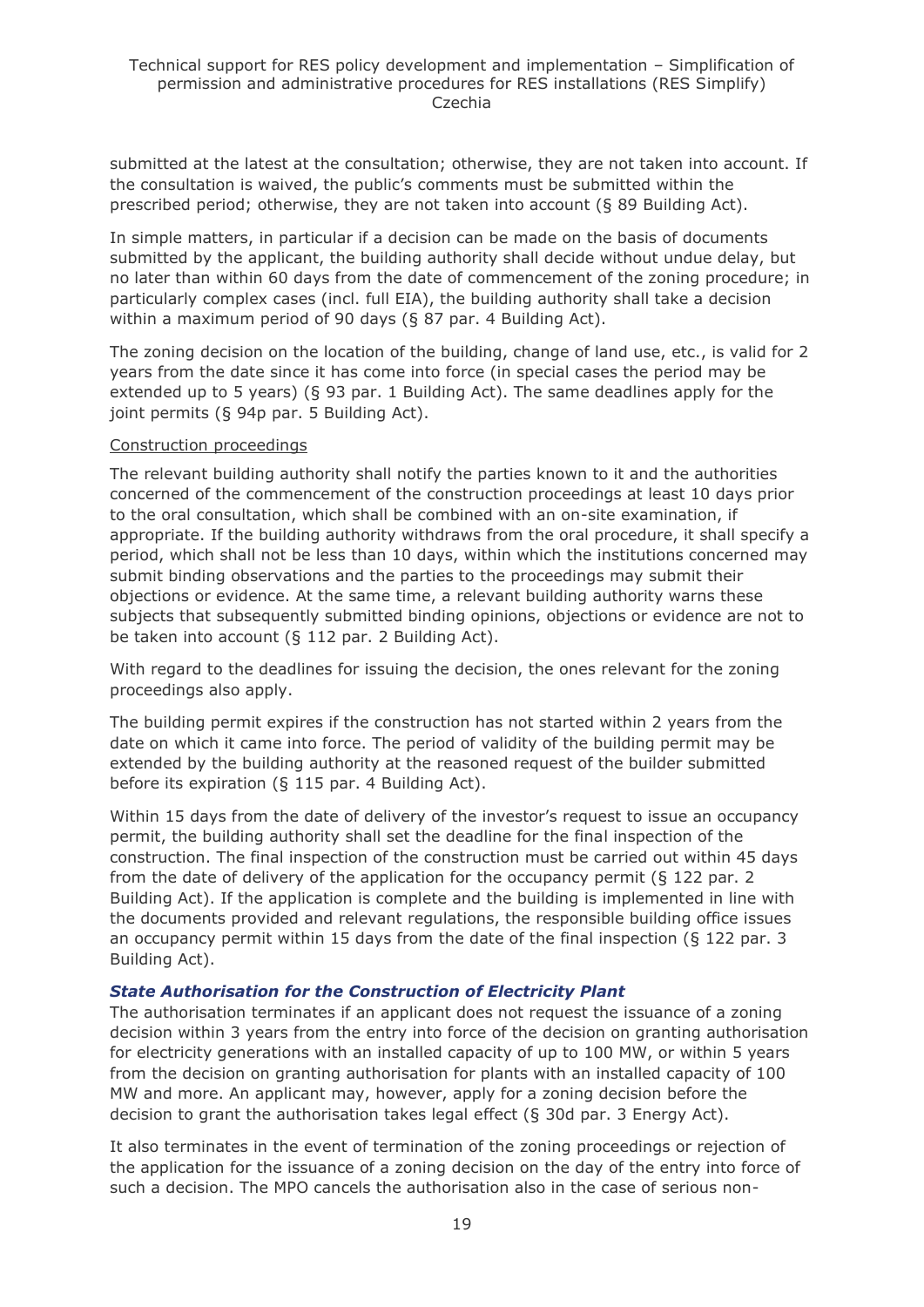submitted at the latest at the consultation; otherwise, they are not taken into account. If the consultation is waived, the public's comments must be submitted within the prescribed period; otherwise, they are not taken into account (§ 89 Building Act).

In simple matters, in particular if a decision can be made on the basis of documents submitted by the applicant, the building authority shall decide without undue delay, but no later than within 60 days from the date of commencement of the zoning procedure; in particularly complex cases (incl. full EIA), the building authority shall take a decision within a maximum period of 90 days (§ 87 par. 4 Building Act).

The zoning decision on the location of the building, change of land use, etc., is valid for 2 years from the date since it has come into force (in special cases the period may be extended up to 5 years) (§ 93 par. 1 Building Act). The same deadlines apply for the joint permits (§ 94p par. 5 Building Act).

Construction proceedings

The relevant building authority shall notify the parties known to it and the authorities concerned of the commencement of the construction proceedings at least 10 days prior to the oral consultation, which shall be combined with an on-site examination, if appropriate. If the building authority withdraws from the oral procedure, it shall specify a period, which shall not be less than 10 days, within which the institutions concerned may submit binding observations and the parties to the proceedings may submit their objections or evidence. At the same time, a relevant building authority warns these subjects that subsequently submitted binding opinions, objections or evidence are not to be taken into account (§ 112 par. 2 Building Act).

With regard to the deadlines for issuing the decision, the ones relevant for the zoning proceedings also apply.

The building permit expires if the construction has not started within 2 years from the date on which it came into force. The period of validity of the building permit may be extended by the building authority at the reasoned request of the builder submitted before its expiration (§ 115 par. 4 Building Act).

Within 15 days from the date of delivery of the investor's request to issue an occupancy permit, the building authority shall set the deadline for the final inspection of the construction. The final inspection of the construction must be carried out within 45 days from the date of delivery of the application for the occupancy permit (§ 122 par. 2 Building Act). If the application is complete and the building is implemented in line with the documents provided and relevant regulations, the responsible building office issues an occupancy permit within 15 days from the date of the final inspection (§ 122 par. 3 Building Act).

### *State Authorisation for the Construction of Electricity Plant*

The authorisation terminates if an applicant does not request the issuance of a zoning decision within 3 years from the entry into force of the decision on granting authorisation for electricity generations with an installed capacity of up to 100 MW, or within 5 years from the decision on granting authorisation for plants with an installed capacity of 100 MW and more. An applicant may, however, apply for a zoning decision before the decision to grant the authorisation takes legal effect (§ 30d par. 3 Energy Act).

It also terminates in the event of termination of the zoning proceedings or rejection of the application for the issuance of a zoning decision on the day of the entry into force of such a decision. The MPO cancels the authorisation also in the case of serious non-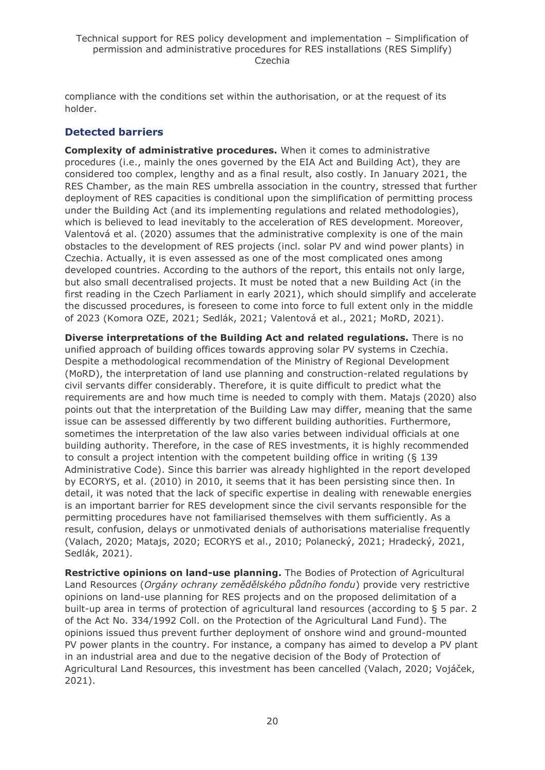compliance with the conditions set within the authorisation, or at the request of its holder.

### Detected barriers

**Complexity of administrative procedures.** When it comes to administrative procedures (i.e., mainly the ones governed by the EIA Act and Building Act), they are considered too complex, lengthy and as a final result, also costly. In January 2021, the RES Chamber, as the main RES umbrella association in the country, stressed that further deployment of RES capacities is conditional upon the simplification of permitting process under the Building Act (and its implementing regulations and related methodologies), which is believed to lead inevitably to the acceleration of RES development. Moreover, Valentová et al. (2020) assumes that the administrative complexity is one of the main obstacles to the development of RES projects (incl. solar PV and wind power plants) in Czechia. Actually, it is even assessed as one of the most complicated ones among developed countries. According to the authors of the report, this entails not only large, but also small decentralised projects. It must be noted that a new Building Act (in the first reading in the Czech Parliament in early 2021), which should simplify and accelerate the discussed procedures, is foreseen to come into force to full extent only in the middle of 2023 (Komora OZE, 2021; Sedlák, 2021; Valentová et al., 2021; MoRD, 2021).

**Diverse interpretations of the Building Act and related regulations.** There is no unified approach of building offices towards approving solar PV systems in Czechia. Despite a methodological recommendation of the Ministry of Regional Development (MoRD), the interpretation of land use planning and construction-related regulations by civil servants differ considerably. Therefore, it is quite difficult to predict what the requirements are and how much time is needed to comply with them. Matajs (2020) also points out that the interpretation of the Building Law may differ, meaning that the same issue can be assessed differently by two different building authorities. Furthermore, sometimes the interpretation of the law also varies between individual officials at one building authority. Therefore, in the case of RES investments, it is highly recommended to consult a project intention with the competent building office in writing (§ 139 Administrative Code). Since this barrier was already highlighted in the report developed by ECORYS, et al. (2010) in 2010, it seems that it has been persisting since then. In detail, it was noted that the lack of specific expertise in dealing with renewable energies is an important barrier for RES development since the civil servants responsible for the permitting procedures have not familiarised themselves with them sufficiently. As a result, confusion, delays or unmotivated denials of authorisations materialise frequently (Valach, 2020; Matajs, 2020; ECORYS et al., 2010; Polanecký, 2021; Hradecký, 2021, Sedlák, 2021).

**Restrictive opinions on land-use planning.** The Bodies of Protection of Agricultural Land Resources (*Orgány ochrany zemědělského půdního fondu*) provide very restrictive opinions on land-use planning for RES projects and on the proposed delimitation of a built-up area in terms of protection of agricultural land resources (according to § 5 par. 2 of the Act No. 334/1992 Coll. on the Protection of the Agricultural Land Fund). The opinions issued thus prevent further deployment of onshore wind and ground-mounted PV power plants in the country. For instance, a company has aimed to develop a PV plant in an industrial area and due to the negative decision of the Body of Protection of Agricultural Land Resources, this investment has been cancelled (Valach, 2020; Vojáček, 2021).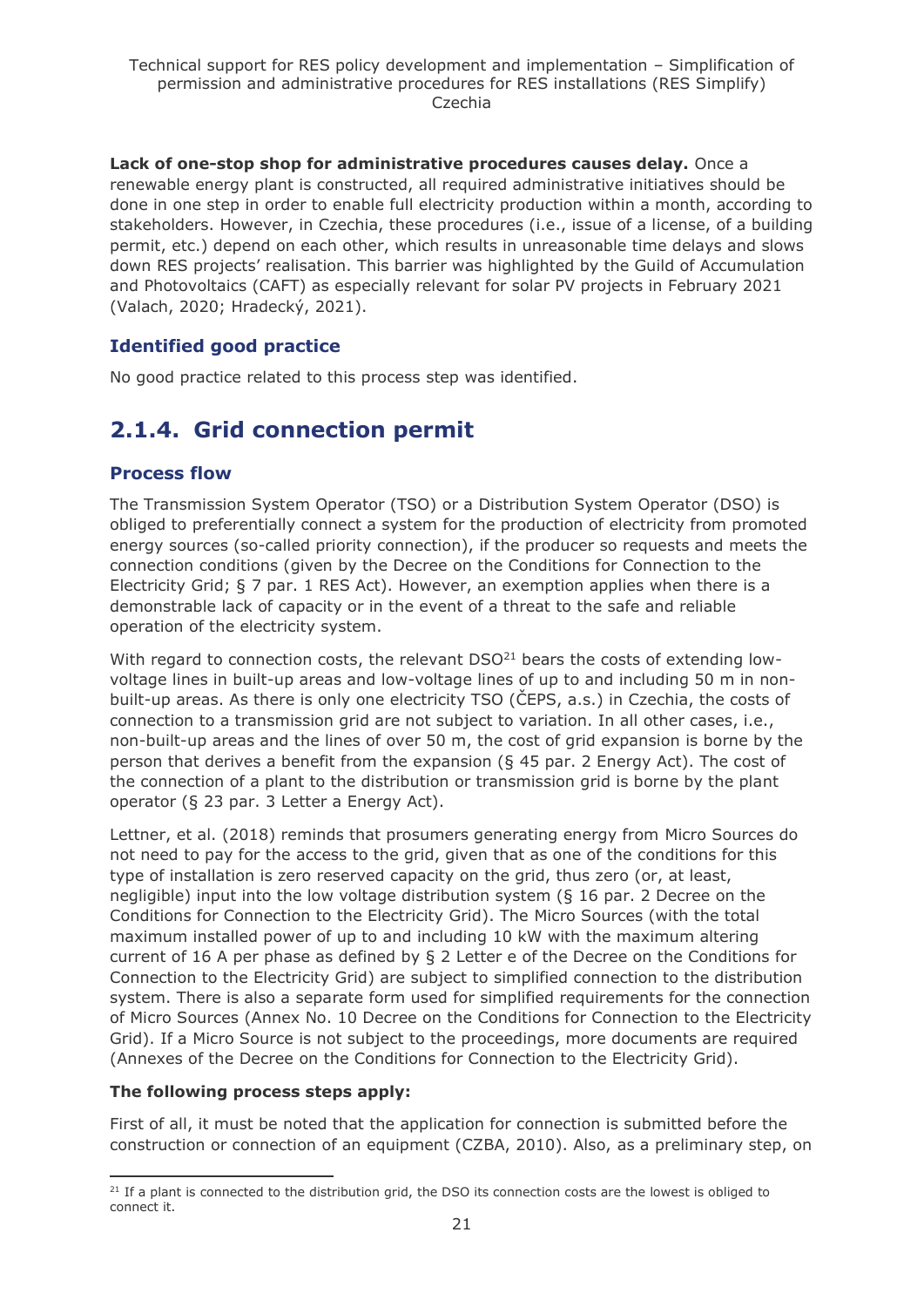**Lack of one-stop shop for administrative procedures causes delay.** Once a renewable energy plant is constructed, all required administrative initiatives should be done in one step in order to enable full electricity production within a month, according to stakeholders. However, in Czechia, these procedures (i.e., issue of a license, of a building permit, etc.) depend on each other, which results in unreasonable time delays and slows down RES projects' realisation. This barrier was highlighted by the Guild of Accumulation and Photovoltaics (CAFT) as especially relevant for solar PV projects in February 2021 (Valach, 2020; Hradecký, 2021).

### Identified good practice

No good practice related to this process step was identified.

## 2.1.4. Grid connection permit

### Process flow

The Transmission System Operator (TSO) or a Distribution System Operator (DSO) is obliged to preferentially connect a system for the production of electricity from promoted energy sources (so-called priority connection), if the producer so requests and meets the connection conditions (given by the Decree on the Conditions for Connection to the Electricity Grid; § 7 par. 1 RES Act). However, an exemption applies when there is a demonstrable lack of capacity or in the event of a threat to the safe and reliable operation of the electricity system.

With regard to connection costs, the relevant DSO[21] bears the costs of extending low-voltage lines in built-up areas and low-voltage lines of up to and including 50 m in non-built-up areas. As there is only one electricity TSO (ČEPS, a.s.) in Czechia, the costs of connection to a transmission grid are not subject to variation. In all other cases, i.e., non-built-up areas and the lines of over 50 m, the cost of grid expansion is borne by the person that derives a benefit from the expansion (§ 45 par. 2 Energy Act). The cost of the connection of a plant to the distribution or transmission grid is borne by the plant operator (§ 23 par. 3 Letter a Energy Act).

Lettner, et al. (2018) reminds that prosumers generating energy from Micro Sources do not need to pay for the access to the grid, given that as one of the conditions for this type of installation is zero reserved capacity on the grid, thus zero (or, at least, negligible) input into the low voltage distribution system (§ 16 par. 2 Decree on the Conditions for Connection to the Electricity Grid). The Micro Sources (with the total maximum installed power of up to and including 10 kW with the maximum altering current of 16 A per phase as defined by § 2 Letter e of the Decree on the Conditions for Connection to the Electricity Grid) are subject to simplified connection to the distribution system. There is also a separate form used for simplified requirements for the connection of Micro Sources (Annex No. 10 Decree on the Conditions for Connection to the Electricity Grid). If a Micro Source is not subject to the proceedings, more documents are required (Annexes of the Decree on the Conditions for Connection to the Electricity Grid).

**The following process steps apply:**

First of all, it must be noted that the application for connection is submitted before the construction or connection of an equipment (CZBA, 2010). Also, as a preliminary step, on

[21] If a plant is connected to the distribution grid, the DSO its connection costs are the lowest is obliged to connect it.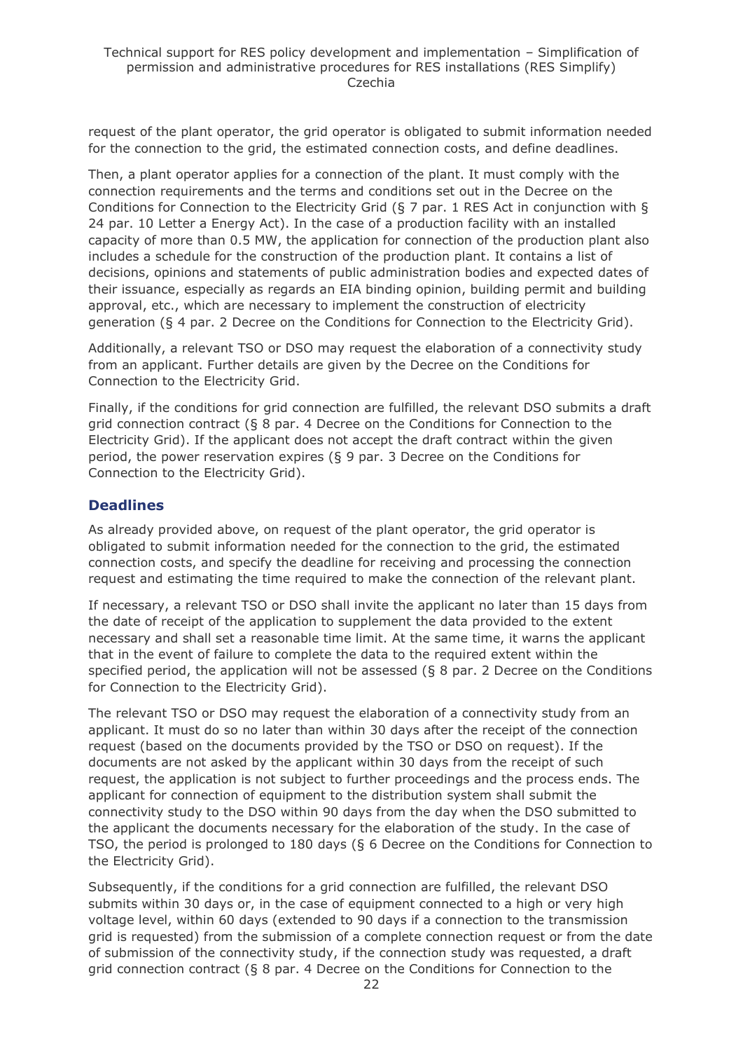request of the plant operator, the grid operator is obligated to submit information needed for the connection to the grid, the estimated connection costs, and define deadlines.

Then, a plant operator applies for a connection of the plant. It must comply with the connection requirements and the terms and conditions set out in the Decree on the Conditions for Connection to the Electricity Grid (§ 7 par. 1 RES Act in conjunction with § 24 par. 10 Letter a Energy Act). In the case of a production facility with an installed capacity of more than 0.5 MW, the application for connection of the production plant also includes a schedule for the construction of the production plant. It contains a list of decisions, opinions and statements of public administration bodies and expected dates of their issuance, especially as regards an EIA binding opinion, building permit and building approval, etc., which are necessary to implement the construction of electricity generation (§ 4 par. 2 Decree on the Conditions for Connection to the Electricity Grid).

Additionally, a relevant TSO or DSO may request the elaboration of a connectivity study from an applicant. Further details are given by the Decree on the Conditions for Connection to the Electricity Grid.

Finally, if the conditions for grid connection are fulfilled, the relevant DSO submits a draft grid connection contract (§ 8 par. 4 Decree on the Conditions for Connection to the Electricity Grid). If the applicant does not accept the draft contract within the given period, the power reservation expires (§ 9 par. 3 Decree on the Conditions for Connection to the Electricity Grid).

## Deadlines

As already provided above, on request of the plant operator, the grid operator is obligated to submit information needed for the connection to the grid, the estimated connection costs, and specify the deadline for receiving and processing the connection request and estimating the time required to make the connection of the relevant plant.

If necessary, a relevant TSO or DSO shall invite the applicant no later than 15 days from the date of receipt of the application to supplement the data provided to the extent necessary and shall set a reasonable time limit. At the same time, it warns the applicant that in the event of failure to complete the data to the required extent within the specified period, the application will not be assessed (§ 8 par. 2 Decree on the Conditions for Connection to the Electricity Grid).

The relevant TSO or DSO may request the elaboration of a connectivity study from an applicant. It must do so no later than within 30 days after the receipt of the connection request (based on the documents provided by the TSO or DSO on request). If the documents are not asked by the applicant within 30 days from the receipt of such request, the application is not subject to further proceedings and the process ends. The applicant for connection of equipment to the distribution system shall submit the connectivity study to the DSO within 90 days from the day when the DSO submitted to the applicant the documents necessary for the elaboration of the study. In the case of TSO, the period is prolonged to 180 days (§ 6 Decree on the Conditions for Connection to the Electricity Grid).

Subsequently, if the conditions for a grid connection are fulfilled, the relevant DSO submits within 30 days or, in the case of equipment connected to a high or very high voltage level, within 60 days (extended to 90 days if a connection to the transmission grid is requested) from the submission of a complete connection request or from the date of submission of the connectivity study, if the connection study was requested, a draft grid connection contract (§ 8 par. 4 Decree on the Conditions for Connection to the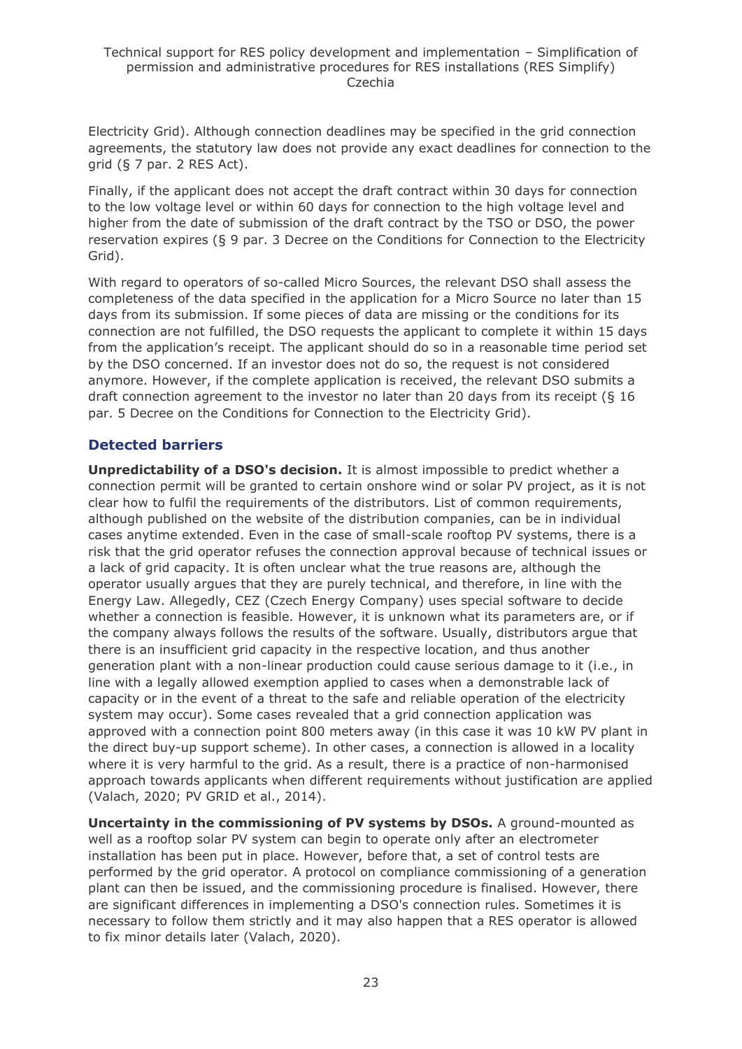Electricity Grid). Although connection deadlines may be specified in the grid connection agreements, the statutory law does not provide any exact deadlines for connection to the grid (§ 7 par. 2 RES Act).

Finally, if the applicant does not accept the draft contract within 30 days for connection to the low voltage level or within 60 days for connection to the high voltage level and higher from the date of submission of the draft contract by the TSO or DSO, the power reservation expires (§ 9 par. 3 Decree on the Conditions for Connection to the Electricity Grid).

With regard to operators of so-called Micro Sources, the relevant DSO shall assess the completeness of the data specified in the application for a Micro Source no later than 15 days from its submission. If some pieces of data are missing or the conditions for its connection are not fulfilled, the DSO requests the applicant to complete it within 15 days from the application's receipt. The applicant should do so in a reasonable time period set by the DSO concerned. If an investor does not do so, the request is not considered anymore. However, if the complete application is received, the relevant DSO submits a draft connection agreement to the investor no later than 20 days from its receipt (§ 16 par. 5 Decree on the Conditions for Connection to the Electricity Grid).

## Detected barriers

**Unpredictability of a DSO's decision.** It is almost impossible to predict whether a connection permit will be granted to certain onshore wind or solar PV project, as it is not clear how to fulfil the requirements of the distributors. List of common requirements, although published on the website of the distribution companies, can be in individual cases anytime extended. Even in the case of small-scale rooftop PV systems, there is a risk that the grid operator refuses the connection approval because of technical issues or a lack of grid capacity. It is often unclear what the true reasons are, although the operator usually argues that they are purely technical, and therefore, in line with the Energy Law. Allegedly, CEZ (Czech Energy Company) uses special software to decide whether a connection is feasible. However, it is unknown what its parameters are, or if the company always follows the results of the software. Usually, distributors argue that there is an insufficient grid capacity in the respective location, and thus another generation plant with a non-linear production could cause serious damage to it (i.e., in line with a legally allowed exemption applied to cases when a demonstrable lack of capacity or in the event of a threat to the safe and reliable operation of the electricity system may occur). Some cases revealed that a grid connection application was approved with a connection point 800 meters away (in this case it was 10 kW PV plant in the direct buy-up support scheme). In other cases, a connection is allowed in a locality where it is very harmful to the grid. As a result, there is a practice of non-harmonised approach towards applicants when different requirements without justification are applied (Valach, 2020; PV GRID et al., 2014).

**Uncertainty in the commissioning of PV systems by DSOs.** A ground-mounted as well as a rooftop solar PV system can begin to operate only after an electrometer installation has been put in place. However, before that, a set of control tests are performed by the grid operator. A protocol on compliance commissioning of a generation plant can then be issued, and the commissioning procedure is finalised. However, there are significant differences in implementing a DSO's connection rules. Sometimes it is necessary to follow them strictly and it may also happen that a RES operator is allowed to fix minor details later (Valach, 2020).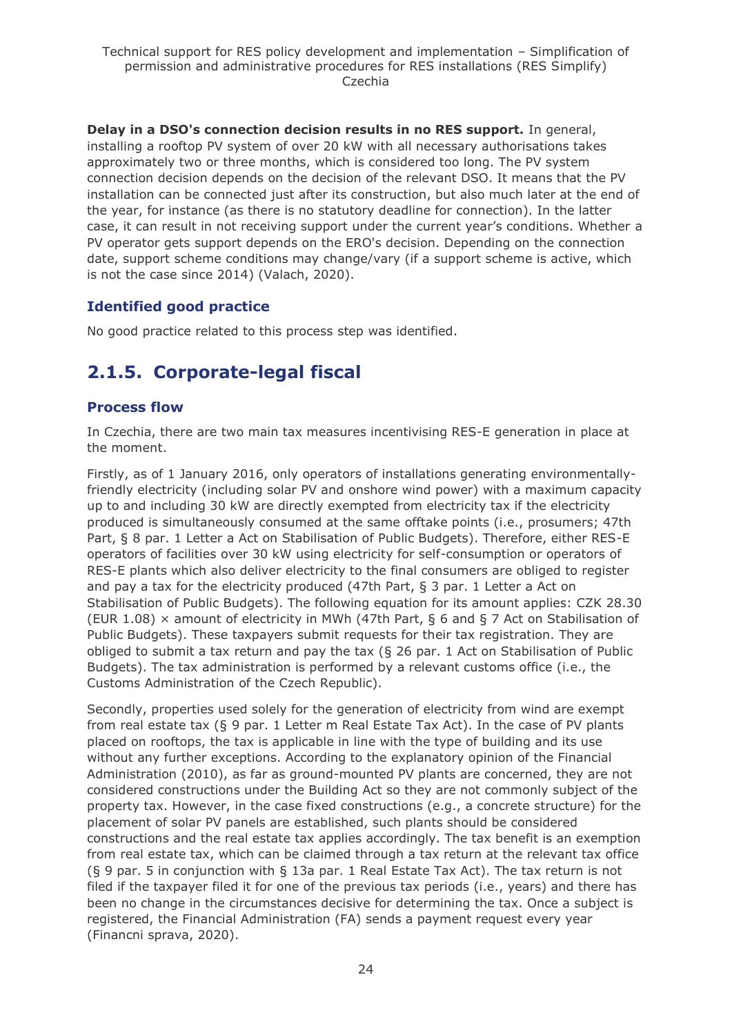**Delay in a DSO's connection decision results in no RES support.** In general, installing a rooftop PV system of over 20 kW with all necessary authorisations takes approximately two or three months, which is considered too long. The PV system connection decision depends on the decision of the relevant DSO. It means that the PV installation can be connected just after its construction, but also much later at the end of the year, for instance (as there is no statutory deadline for connection). In the latter case, it can result in not receiving support under the current year's conditions. Whether a PV operator gets support depends on the ERO's decision. Depending on the connection date, support scheme conditions may change/vary (if a support scheme is active, which is not the case since 2014) (Valach, 2020).

### Identified good practice

No good practice related to this process step was identified.

## 2.1.5. Corporate-legal fiscal

### Process flow

In Czechia, there are two main tax measures incentivising RES-E generation in place at the moment.

Firstly, as of 1 January 2016, only operators of installations generating environmentally-friendly electricity (including solar PV and onshore wind power) with a maximum capacity up to and including 30 kW are directly exempted from electricity tax if the electricity produced is simultaneously consumed at the same offtake points (i.e., prosumers; 47th Part, § 8 par. 1 Letter a Act on Stabilisation of Public Budgets). Therefore, either RES-E operators of facilities over 30 kW using electricity for self-consumption or operators of RES-E plants which also deliver electricity to the final consumers are obliged to register and pay a tax for the electricity produced (47th Part, § 3 par. 1 Letter a Act on Stabilisation of Public Budgets). The following equation for its amount applies: CZK 28.30 (EUR 1.08) × amount of electricity in MWh (47th Part, § 6 and § 7 Act on Stabilisation of Public Budgets). These taxpayers submit requests for their tax registration. They are obliged to submit a tax return and pay the tax (§ 26 par. 1 Act on Stabilisation of Public Budgets). The tax administration is performed by a relevant customs office (i.e., the Customs Administration of the Czech Republic).

Secondly, properties used solely for the generation of electricity from wind are exempt from real estate tax (§ 9 par. 1 Letter m Real Estate Tax Act). In the case of PV plants placed on rooftops, the tax is applicable in line with the type of building and its use without any further exceptions. According to the explanatory opinion of the Financial Administration (2010), as far as ground-mounted PV plants are concerned, they are not considered constructions under the Building Act so they are not commonly subject of the property tax. However, in the case fixed constructions (e.g., a concrete structure) for the placement of solar PV panels are established, such plants should be considered constructions and the real estate tax applies accordingly. The tax benefit is an exemption from real estate tax, which can be claimed through a tax return at the relevant tax office (§ 9 par. 5 in conjunction with § 13a par. 1 Real Estate Tax Act). The tax return is not filed if the taxpayer filed it for one of the previous tax periods (i.e., years) and there has been no change in the circumstances decisive for determining the tax. Once a subject is registered, the Financial Administration (FA) sends a payment request every year (Financni sprava, 2020).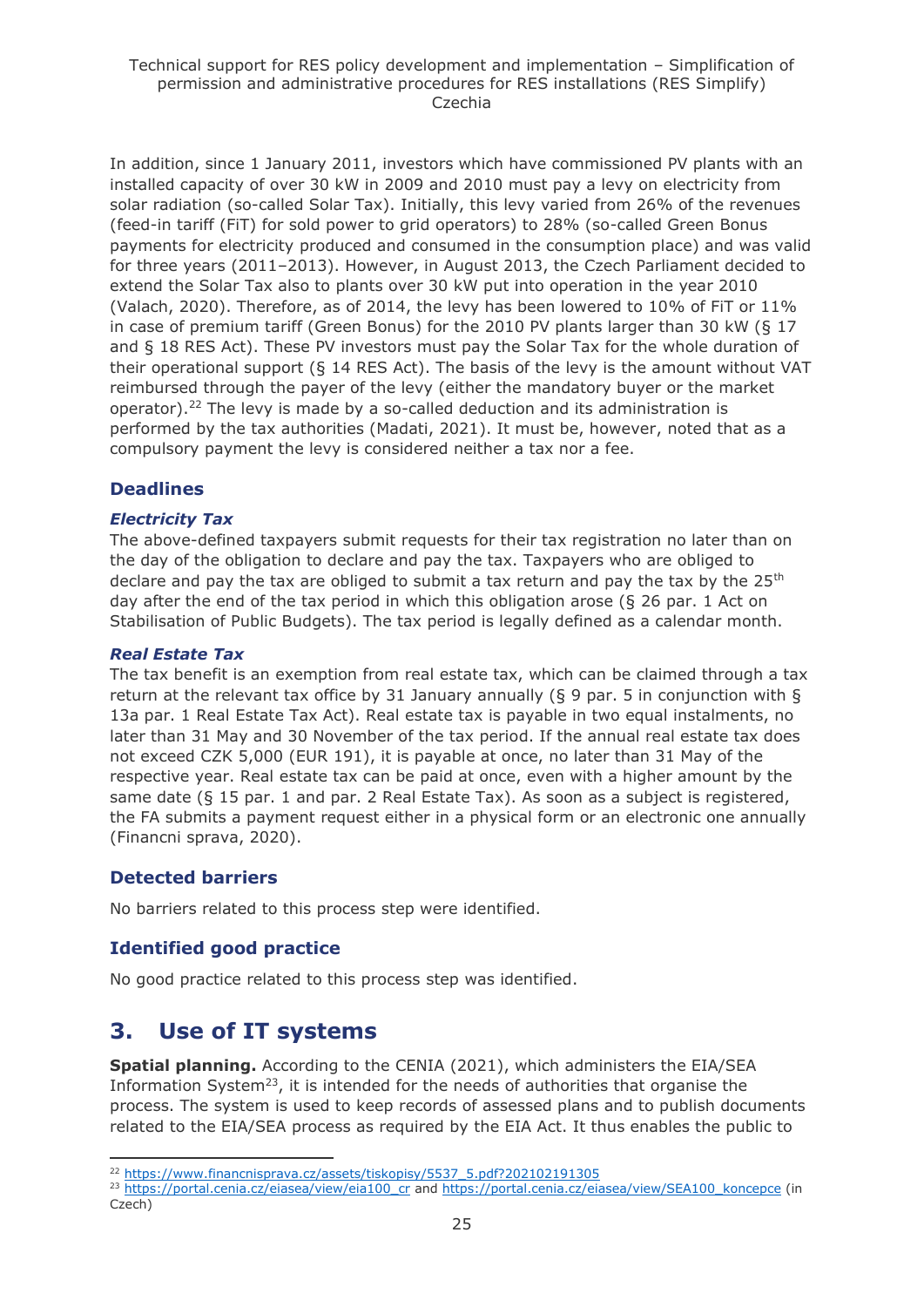In addition, since 1 January 2011, investors which have commissioned PV plants with an installed capacity of over 30 kW in 2009 and 2010 must pay a levy on electricity from solar radiation (so-called Solar Tax). Initially, this levy varied from 26% of the revenues (feed-in tariff (FiT) for sold power to grid operators) to 28% (so-called Green Bonus payments for electricity produced and consumed in the consumption place) and was valid for three years (2011–2013). However, in August 2013, the Czech Parliament decided to extend the Solar Tax also to plants over 30 kW put into operation in the year 2010 (Valach, 2020). Therefore, as of 2014, the levy has been lowered to 10% of FiT or 11% in case of premium tariff (Green Bonus) for the 2010 PV plants larger than 30 kW (§ 17 and § 18 RES Act). These PV investors must pay the Solar Tax for the whole duration of their operational support (§ 14 RES Act). The basis of the levy is the amount without VAT reimbursed through the payer of the levy (either the mandatory buyer or the market operator).[22] The levy is made by a so-called deduction and its administration is performed by the tax authorities (Madati, 2021). It must be, however, noted that as a compulsory payment the levy is considered neither a tax nor a fee.

## Deadlines

### *Electricity Tax*

The above-defined taxpayers submit requests for their tax registration no later than on the day of the obligation to declare and pay the tax. Taxpayers who are obliged to declare and pay the tax are obliged to submit a tax return and pay the tax by the 25th day after the end of the tax period in which this obligation arose (§ 26 par. 1 Act on Stabilisation of Public Budgets). The tax period is legally defined as a calendar month.

### *Real Estate Tax*

The tax benefit is an exemption from real estate tax, which can be claimed through a tax return at the relevant tax office by 31 January annually (§ 9 par. 5 in conjunction with § 13a par. 1 Real Estate Tax Act). Real estate tax is payable in two equal instalments, no later than 31 May and 30 November of the tax period. If the annual real estate tax does not exceed CZK 5,000 (EUR 191), it is payable at once, no later than 31 May of the respective year. Real estate tax can be paid at once, even with a higher amount by the same date (§ 15 par. 1 and par. 2 Real Estate Tax). As soon as a subject is registered, the FA submits a payment request either in a physical form or an electronic one annually (Financni sprava, 2020).

## Detected barriers

No barriers related to this process step were identified.

## Identified good practice

No good practice related to this process step was identified.

# 3. Use of IT systems

**Spatial planning.** According to the CENIA (2021), which administers the EIA/SEA Information System[23], it is intended for the needs of authorities that organise the process. The system is used to keep records of assessed plans and to publish documents related to the EIA/SEA process as required by the EIA Act. It thus enables the public to

[22] https://www.financnisprava.cz/assets/tiskopisy/5537_5.pdf?202102191305

[23] https://portal.cenia.cz/eiasea/view/eia100_cr and https://portal.cenia.cz/eiasea/view/SEA100_koncepce (in Czech)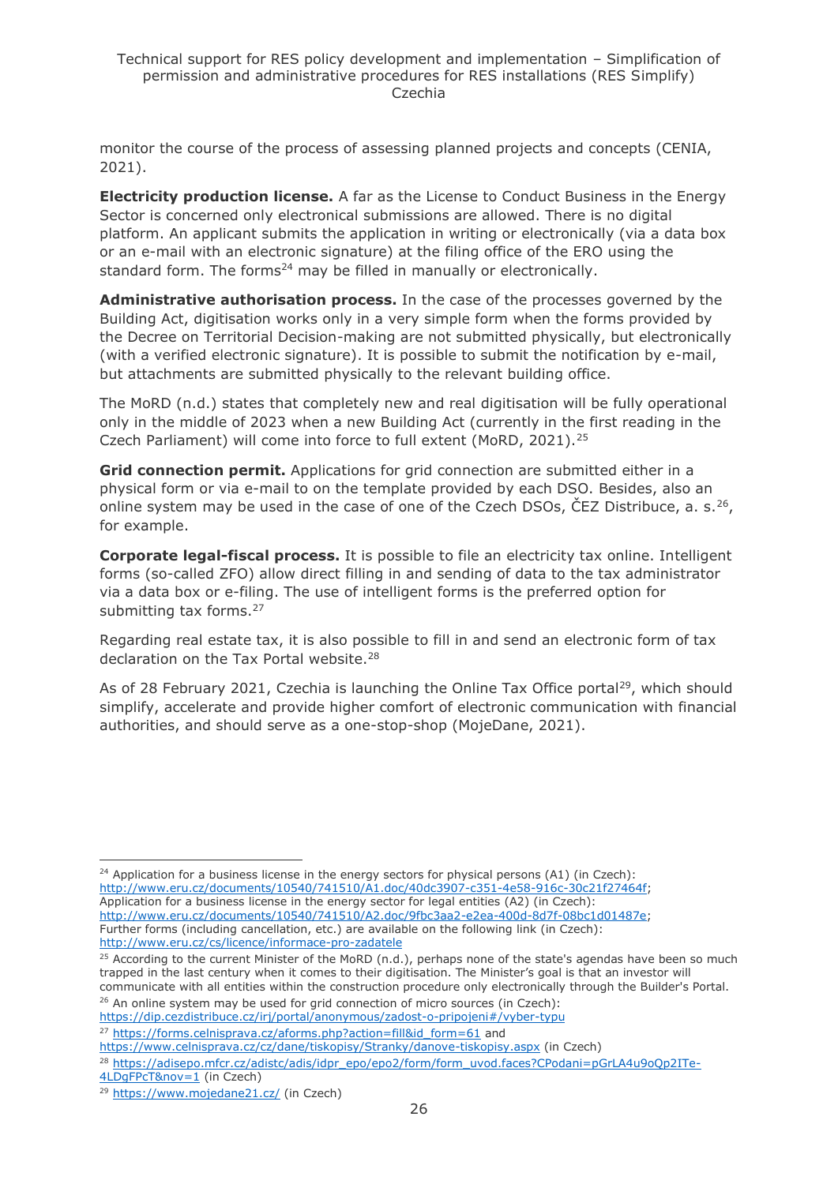monitor the course of the process of assessing planned projects and concepts (CENIA, 2021).

**Electricity production license.** A far as the License to Conduct Business in the Energy Sector is concerned only electronical submissions are allowed. There is no digital platform. An applicant submits the application in writing or electronically (via a data box or an e-mail with an electronic signature) at the filing office of the ERO using the standard form. The forms[24] may be filled in manually or electronically.

**Administrative authorisation process.** In the case of the processes governed by the Building Act, digitisation works only in a very simple form when the forms provided by the Decree on Territorial Decision-making are not submitted physically, but electronically (with a verified electronic signature). It is possible to submit the notification by e-mail, but attachments are submitted physically to the relevant building office.

The MoRD (n.d.) states that completely new and real digitisation will be fully operational only in the middle of 2023 when a new Building Act (currently in the first reading in the Czech Parliament) will come into force to full extent (MoRD, 2021).[25]

**Grid connection permit.** Applications for grid connection are submitted either in a physical form or via e-mail to on the template provided by each DSO. Besides, also an online system may be used in the case of one of the Czech DSOs, ČEZ Distribuce, a. s.[26], for example.

**Corporate legal-fiscal process.** It is possible to file an electricity tax online. Intelligent forms (so-called ZFO) allow direct filling in and sending of data to the tax administrator via a data box or e-filing. The use of intelligent forms is the preferred option for submitting tax forms.[27]

Regarding real estate tax, it is also possible to fill in and send an electronic form of tax declaration on the Tax Portal website.[28]

As of 28 February 2021, Czechia is launching the Online Tax Office portal[29], which should simplify, accelerate and provide higher comfort of electronic communication with financial authorities, and should serve as a one-stop-shop (MojeDane, 2021).

---

[24] Application for a business license in the energy sectors for physical persons (A1) (in Czech): http://www.eru.cz/documents/10540/741510/A1.doc/40dc3907-c351-4e58-916c-30c21f27464f; Application for a business license in the energy sector for legal entities (A2) (in Czech): http://www.eru.cz/documents/10540/741510/A2.doc/9fbc3aa2-e2ea-400d-8d7f-08bc1d01487e; Further forms (including cancellation, etc.) are available on the following link (in Czech): http://www.eru.cz/cs/licence/informace-pro-zadatele

[25] According to the current Minister of the MoRD (n.d.), perhaps none of the state's agendas have been so much trapped in the last century when it comes to their digitisation. The Minister's goal is that an investor will communicate with all entities within the construction procedure only electronically through the Builder's Portal.

[26] An online system may be used for grid connection of micro sources (in Czech): https://dip.cezdistribuce.cz/irj/portal/anonymous/zadost-o-pripojeni#/vyber-typu

[27] https://forms.celnisprava.cz/aforms.php?action=fill&id_form=61 and https://www.celnisprava.cz/cz/dane/tiskopisy/Stranky/danove-tiskopisy.aspx (in Czech)

[28] https://adisepo.mfcr.cz/adistc/adis/idpr_epo/epo2/form/form_uvod.faces?CPodani=pGrLA4u9oQp2ITe-4LDgFPcT&nov=1 (in Czech)

[29] https://www.mojedane21.cz/ (in Czech)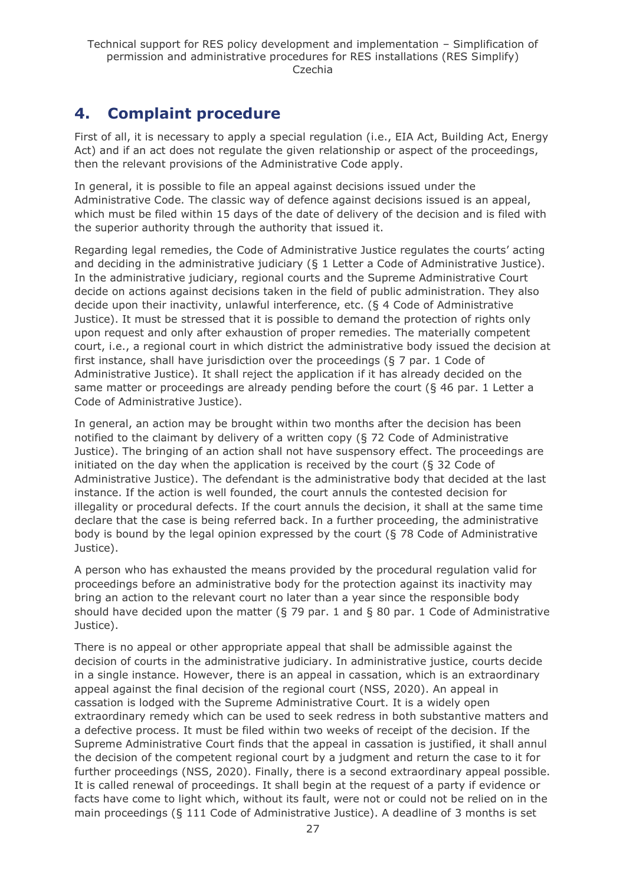# 4. Complaint procedure

First of all, it is necessary to apply a special regulation (i.e., EIA Act, Building Act, Energy Act) and if an act does not regulate the given relationship or aspect of the proceedings, then the relevant provisions of the Administrative Code apply.

In general, it is possible to file an appeal against decisions issued under the Administrative Code. The classic way of defence against decisions issued is an appeal, which must be filed within 15 days of the date of delivery of the decision and is filed with the superior authority through the authority that issued it.

Regarding legal remedies, the Code of Administrative Justice regulates the courts' acting and deciding in the administrative judiciary (§ 1 Letter a Code of Administrative Justice). In the administrative judiciary, regional courts and the Supreme Administrative Court decide on actions against decisions taken in the field of public administration. They also decide upon their inactivity, unlawful interference, etc. (§ 4 Code of Administrative Justice). It must be stressed that it is possible to demand the protection of rights only upon request and only after exhaustion of proper remedies. The materially competent court, i.e., a regional court in which district the administrative body issued the decision at first instance, shall have jurisdiction over the proceedings (§ 7 par. 1 Code of Administrative Justice). It shall reject the application if it has already decided on the same matter or proceedings are already pending before the court (§ 46 par. 1 Letter a Code of Administrative Justice).

In general, an action may be brought within two months after the decision has been notified to the claimant by delivery of a written copy (§ 72 Code of Administrative Justice). The bringing of an action shall not have suspensory effect. The proceedings are initiated on the day when the application is received by the court (§ 32 Code of Administrative Justice). The defendant is the administrative body that decided at the last instance. If the action is well founded, the court annuls the contested decision for illegality or procedural defects. If the court annuls the decision, it shall at the same time declare that the case is being referred back. In a further proceeding, the administrative body is bound by the legal opinion expressed by the court (§ 78 Code of Administrative Justice).

A person who has exhausted the means provided by the procedural regulation valid for proceedings before an administrative body for the protection against its inactivity may bring an action to the relevant court no later than a year since the responsible body should have decided upon the matter (§ 79 par. 1 and § 80 par. 1 Code of Administrative Justice).

There is no appeal or other appropriate appeal that shall be admissible against the decision of courts in the administrative judiciary. In administrative justice, courts decide in a single instance. However, there is an appeal in cassation, which is an extraordinary appeal against the final decision of the regional court (NSS, 2020). An appeal in cassation is lodged with the Supreme Administrative Court. It is a widely open extraordinary remedy which can be used to seek redress in both substantive matters and a defective process. It must be filed within two weeks of receipt of the decision. If the Supreme Administrative Court finds that the appeal in cassation is justified, it shall annul the decision of the competent regional court by a judgment and return the case to it for further proceedings (NSS, 2020). Finally, there is a second extraordinary appeal possible. It is called renewal of proceedings. It shall begin at the request of a party if evidence or facts have come to light which, without its fault, were not or could not be relied on in the main proceedings (§ 111 Code of Administrative Justice). A deadline of 3 months is set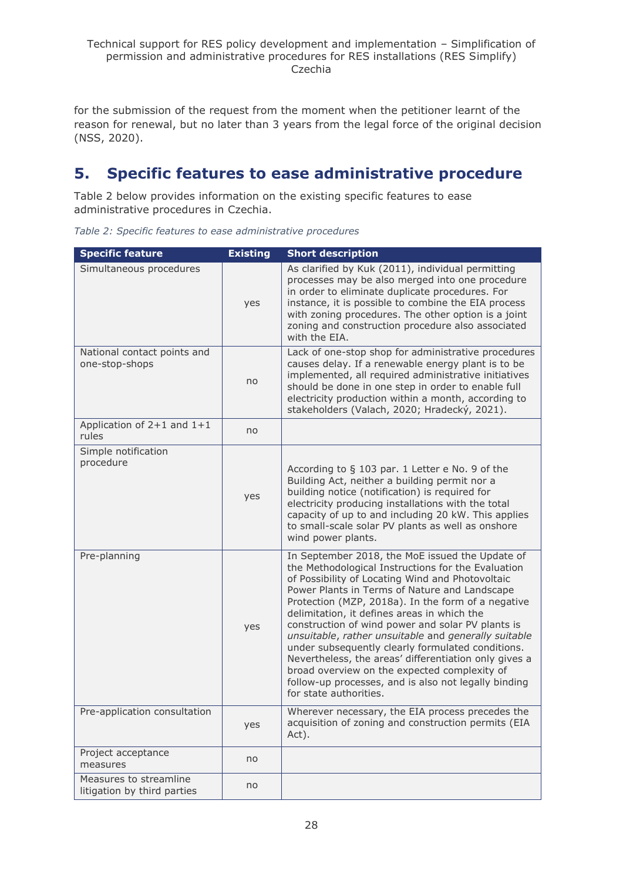for the submission of the request from the moment when the petitioner learnt of the reason for renewal, but no later than 3 years from the legal force of the original decision (NSS, 2020).

## 5. Specific features to ease administrative procedure

Table 2 below provides information on the existing specific features to ease administrative procedures in Czechia.

*Table 2: Specific features to ease administrative procedures*

| Specific feature | Existing | Short description |
|---|---|---|
| Simultaneous procedures | yes | As clarified by Kuk (2011), individual permitting processes may be also merged into one procedure in order to eliminate duplicate procedures. For instance, it is possible to combine the EIA process with zoning procedures. The other option is a joint zoning and construction procedure also associated with the EIA. |
| National contact points and one-stop-shops | no | Lack of one-stop shop for administrative procedures causes delay. If a renewable energy plant is to be implemented, all required administrative initiatives should be done in one step in order to enable full electricity production within a month, according to stakeholders (Valach, 2020; Hradecký, 2021). |
| Application of 2+1 and 1+1 rules | no | |
| Simple notification procedure | yes | According to § 103 par. 1 Letter e No. 9 of the Building Act, neither a building permit nor a building notice (notification) is required for electricity producing installations with the total capacity of up to and including 20 kW. This applies to small-scale solar PV plants as well as onshore wind power plants. |
| Pre-planning | yes | In September 2018, the MoE issued the Update of the Methodological Instructions for the Evaluation of Possibility of Locating Wind and Photovoltaic Power Plants in Terms of Nature and Landscape Protection (MZP, 2018a). In the form of a negative delimitation, it defines areas in which the construction of wind power and solar PV plants is *unsuitable*, *rather unsuitable* and *generally suitable* under subsequently clearly formulated conditions. Nevertheless, the areas' differentiation only gives a broad overview on the expected complexity of follow-up processes, and is also not legally binding for state authorities. |
| Pre-application consultation | yes | Wherever necessary, the EIA process precedes the acquisition of zoning and construction permits (EIA Act). |
| Project acceptance measures | no | |
| Measures to streamline litigation by third parties | no | |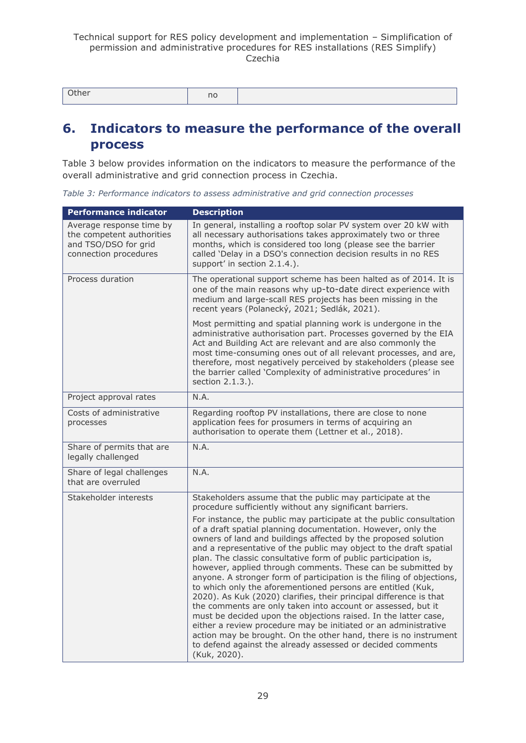| Other | no | |
|---|---|---|

## 6. Indicators to measure the performance of the overall process

Table 3 below provides information on the indicators to measure the performance of the overall administrative and grid connection process in Czechia.

*Table 3: Performance indicators to assess administrative and grid connection processes*

| Performance indicator | Description |
|---|---|
| Average response time by the competent authorities and TSO/DSO for grid connection procedures | In general, installing a rooftop solar PV system over 20 kW with all necessary authorisations takes approximately two or three months, which is considered too long (please see the barrier called 'Delay in a DSO's connection decision results in no RES support' in section 2.1.4.). |
| Process duration | The operational support scheme has been halted as of 2014. It is one of the main reasons why up-to-date direct experience with medium and large-scall RES projects has been missing in the recent years (Polanecký, 2021; Sedlák, 2021).<br><br>Most permitting and spatial planning work is undergone in the administrative authorisation part. Processes governed by the EIA Act and Building Act are relevant and are also commonly the most time-consuming ones out of all relevant processes, and are, therefore, most negatively perceived by stakeholders (please see the barrier called 'Complexity of administrative procedures' in section 2.1.3.). |
| Project approval rates | N.A. |
| Costs of administrative processes | Regarding rooftop PV installations, there are close to none application fees for prosumers in terms of acquiring an authorisation to operate them (Lettner et al., 2018). |
| Share of permits that are legally challenged | N.A. |
| Share of legal challenges that are overruled | N.A. |
| Stakeholder interests | Stakeholders assume that the public may participate at the procedure sufficiently without any significant barriers.<br><br>For instance, the public may participate at the public consultation of a draft spatial planning documentation. However, only the owners of land and buildings affected by the proposed solution and a representative of the public may object to the draft spatial plan. The classic consultative form of public participation is, however, applied through comments. These can be submitted by anyone. A stronger form of participation is the filing of objections, to which only the aforementioned persons are entitled (Kuk, 2020). As Kuk (2020) clarifies, their principal difference is that the comments are only taken into account or assessed, but it must be decided upon the objections raised. In the latter case, either a review procedure may be initiated or an administrative action may be brought. On the other hand, there is no instrument to defend against the already assessed or decided comments (Kuk, 2020). |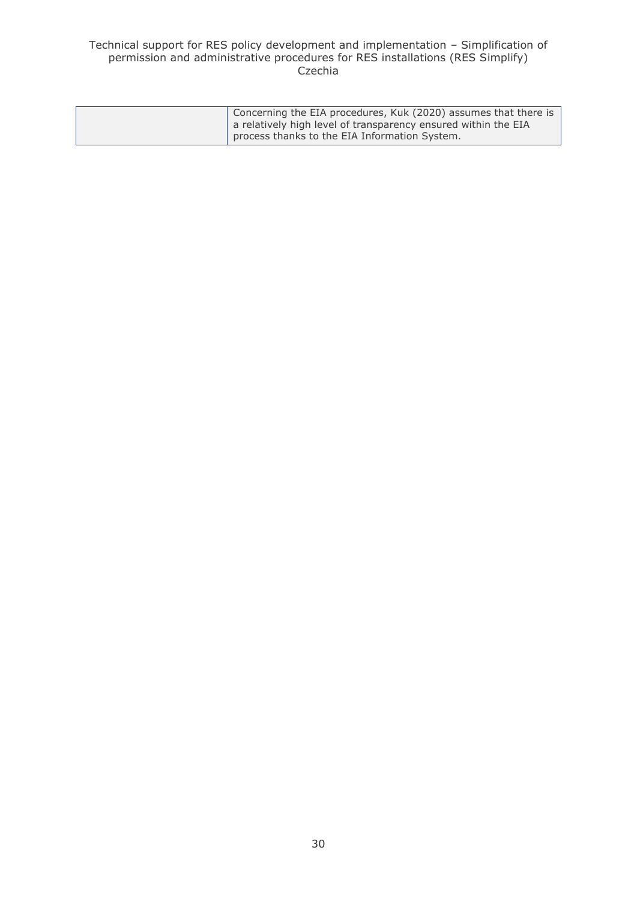| | |
|---|---|
| | Concerning the EIA procedures, Kuk (2020) assumes that there is a relatively high level of transparency ensured within the EIA process thanks to the EIA Information System. |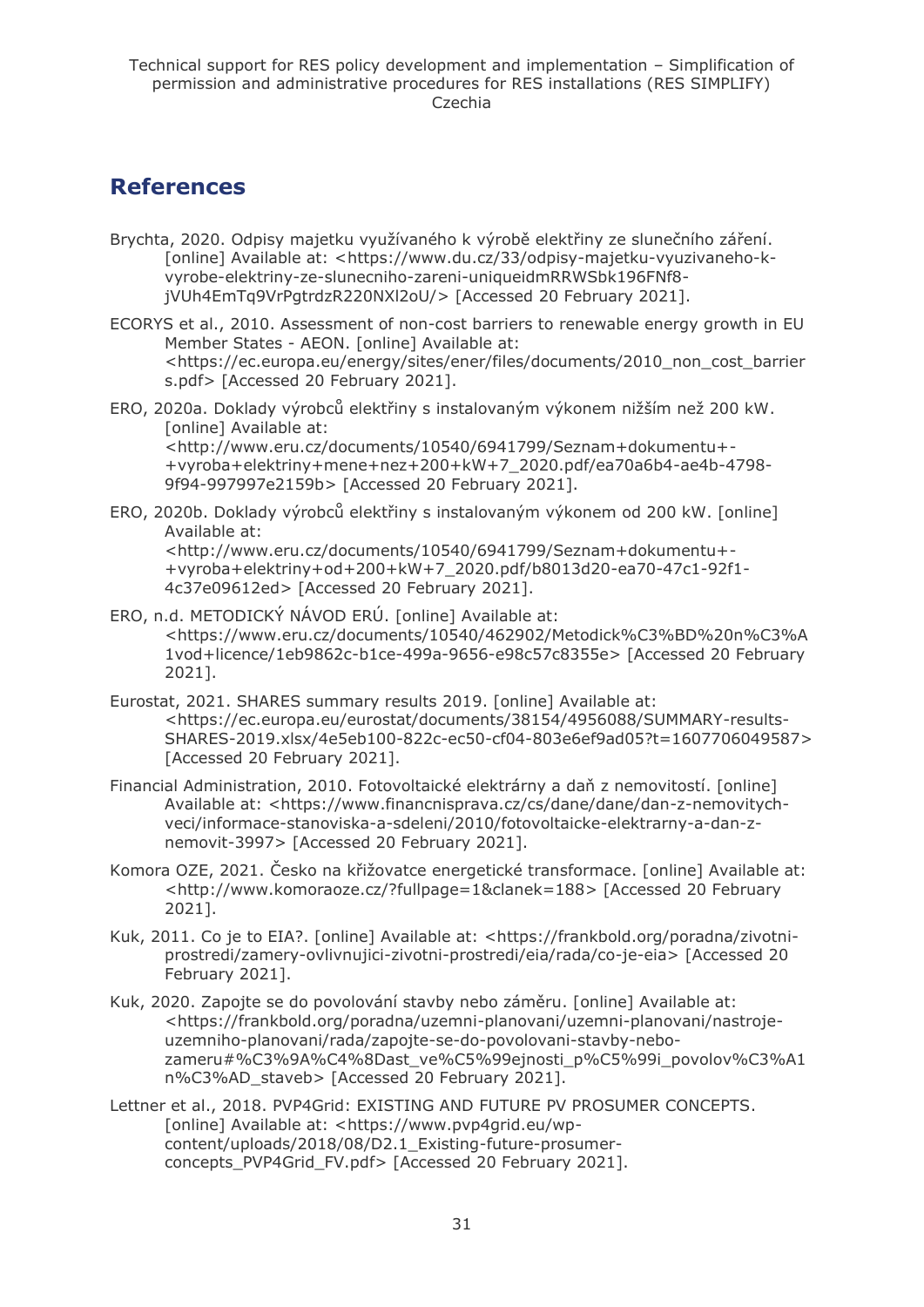## References

Brychta, 2020. Odpisy majetku využívaného k výrobě elektřiny ze slunečního záření. [online] Available at: <https://www.du.cz/33/odpisy-majetku-vyuzivaneho-k-vyrobe-elektriny-ze-slunecniho-zareni-uniqueidmRRWSbk196FNf8-jVUh4EmTq9VrPgtrdzR220NXl2oU/> [Accessed 20 February 2021].

ECORYS et al., 2010. Assessment of non-cost barriers to renewable energy growth in EU Member States - AEON. [online] Available at: <https://ec.europa.eu/energy/sites/ener/files/documents/2010_non_cost_barriers.pdf> [Accessed 20 February 2021].

ERO, 2020a. Doklady výrobců elektřiny s instalovaným výkonem nižším než 200 kW. [online] Available at: <http://www.eru.cz/documents/10540/6941799/Seznam+dokumentu+-+vyroba+elektriny+mene+nez+200+kW+7_2020.pdf/ea70a6b4-ae4b-4798-9f94-997997e2159b> [Accessed 20 February 2021].

ERO, 2020b. Doklady výrobců elektřiny s instalovaným výkonem od 200 kW. [online] Available at: <http://www.eru.cz/documents/10540/6941799/Seznam+dokumentu+-+vyroba+elektriny+od+200+kW+7_2020.pdf/b8013d20-ea70-47c1-92f1-4c37e09612ed> [Accessed 20 February 2021].

ERO, n.d. METODICKÝ NÁVOD ERÚ. [online] Available at: <https://www.eru.cz/documents/10540/462902/Metodick%C3%BD%20n%C3%A1vod+licence/1eb9862c-b1ce-499a-9656-e98c57c8355e> [Accessed 20 February 2021].

Eurostat, 2021. SHARES summary results 2019. [online] Available at: <https://ec.europa.eu/eurostat/documents/38154/4956088/SUMMARY-results-SHARES-2019.xlsx/4e5eb100-822c-ec50-cf04-803e6ef9ad05?t=1607706049587> [Accessed 20 February 2021].

Financial Administration, 2010. Fotovoltaické elektrárny a daň z nemovitostí. [online] Available at: <https://www.financnisprava.cz/cs/dane/dane/dan-z-nemovitych-veci/informace-stanoviska-a-sdeleni/2010/fotovoltaicke-elektrarny-a-dan-z-nemovit-3997> [Accessed 20 February 2021].

Komora OZE, 2021. Česko na křižovatce energetické transformace. [online] Available at: <http://www.komoraoze.cz/?fullpage=1&clanek=188> [Accessed 20 February 2021].

Kuk, 2011. Co je to EIA?. [online] Available at: <https://frankbold.org/poradna/zivotni-prostredi/zamery-ovlivnujici-zivotni-prostredi/eia/rada/co-je-eia> [Accessed 20 February 2021].

Kuk, 2020. Zapojte se do povolování stavby nebo záměru. [online] Available at: <https://frankbold.org/poradna/uzemni-planovani/uzemni-planovani/nastroje-uzemniho-planovani/rada/zapojte-se-do-povolovani-stavby-nebo-zameru#%C3%9A%C4%8Dast_ve%C5%99ejnosti_p%C5%99i_povolov%C3%A1n%C3%AD_staveb> [Accessed 20 February 2021].

Lettner et al., 2018. PVP4Grid: EXISTING AND FUTURE PV PROSUMER CONCEPTS. [online] Available at: <https://www.pvp4grid.eu/wp-content/uploads/2018/08/D2.1_Existing-future-prosumer-concepts_PVP4Grid_FV.pdf> [Accessed 20 February 2021].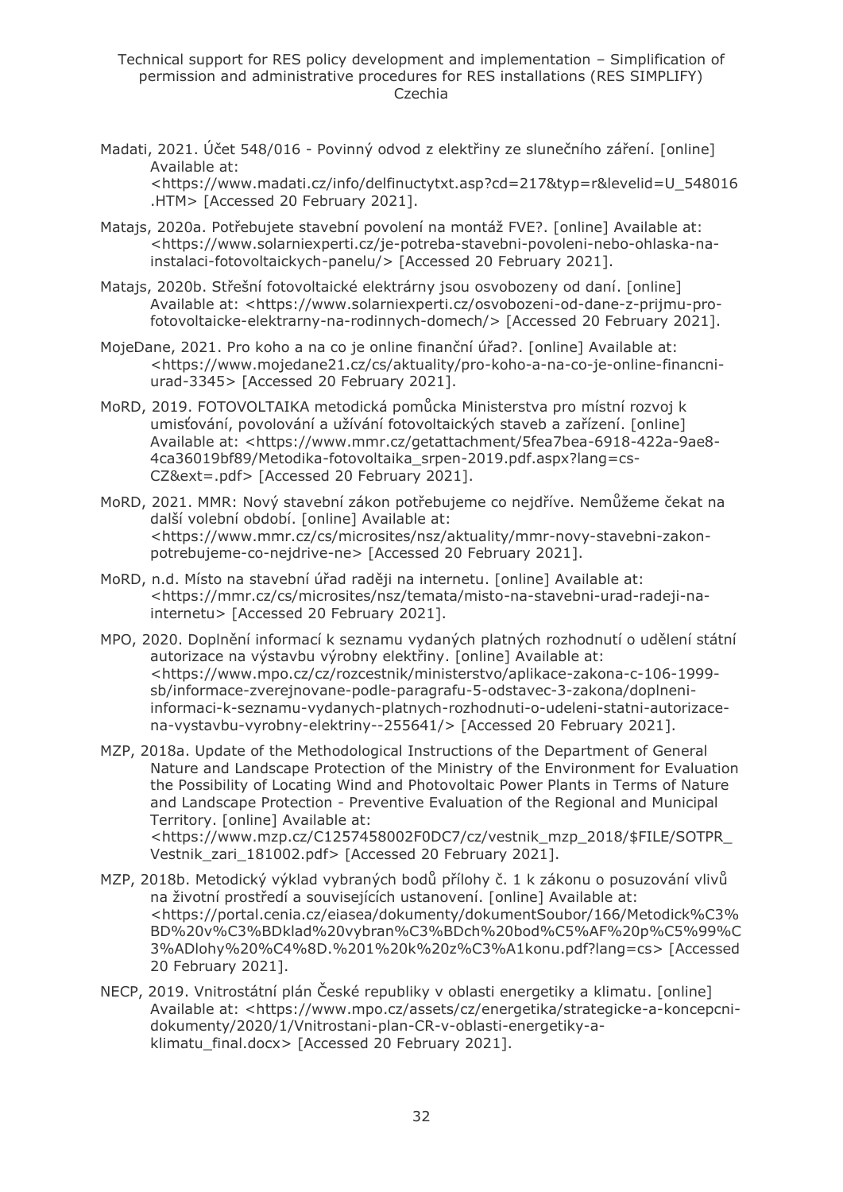Madati, 2021. Účet 548/016 - Povinný odvod z elektřiny ze slunečního záření. [online] Available at: <https://www.madati.cz/info/delfinuctytxt.asp?cd=217&typ=r&levelid=U_548016.HTM> [Accessed 20 February 2021].

Matajs, 2020a. Potřebujete stavební povolení na montáž FVE?. [online] Available at: <https://www.solarniexperti.cz/je-potreba-stavebni-povoleni-nebo-ohlaska-na-instalaci-fotovoltaickych-panelu/> [Accessed 20 February 2021].

Matajs, 2020b. Střešní fotovoltaické elektrárny jsou osvobozeny od daní. [online] Available at: <https://www.solarniexperti.cz/osvobozeni-od-dane-z-prijmu-pro-fotovoltaicke-elektrarny-na-rodinnych-domech/> [Accessed 20 February 2021].

MojeDane, 2021. Pro koho a na co je online finanční úřad?. [online] Available at: <https://www.mojedane21.cz/cs/aktuality/pro-koho-a-na-co-je-online-financni-urad-3345> [Accessed 20 February 2021].

MoRD, 2019. FOTOVOLTAIKA metodická pomůcka Ministerstva pro místní rozvoj k umisťování, povolování a užívání fotovoltaických staveb a zařízení. [online] Available at: <https://www.mmr.cz/getattachment/5fea7bea-6918-422a-9ae8-4ca36019bf89/Metodika-fotovoltaika_srpen-2019.pdf.aspx?lang=cs-CZ&ext=.pdf> [Accessed 20 February 2021].

MoRD, 2021. MMR: Nový stavební zákon potřebujeme co nejdříve. Nemůžeme čekat na další volební období. [online] Available at: <https://www.mmr.cz/cs/microsites/nsz/aktuality/mmr-novy-stavebni-zakon-potrebujeme-co-nejdrive-ne> [Accessed 20 February 2021].

MoRD, n.d. Místo na stavební úřad raději na internetu. [online] Available at: <https://mmr.cz/cs/microsites/nsz/temata/misto-na-stavebni-urad-radeji-na-internetu> [Accessed 20 February 2021].

MPO, 2020. Doplnění informací k seznamu vydaných platných rozhodnutí o udělení státní autorizace na výstavbu výrobny elektřiny. [online] Available at: <https://www.mpo.cz/cz/rozcestnik/ministerstvo/aplikace-zakona-c-106-1999-sb/informace-zverejnovane-podle-paragrafu-5-odstavec-3-zakona/doplneni-informaci-k-seznamu-vydanych-platnych-rozhodnuti-o-udeleni-statni-autorizace-na-vystavbu-vyrobny-elektriny--255641/> [Accessed 20 February 2021].

MZP, 2018a. Update of the Methodological Instructions of the Department of General Nature and Landscape Protection of the Ministry of the Environment for Evaluation the Possibility of Locating Wind and Photovoltaic Power Plants in Terms of Nature and Landscape Protection - Preventive Evaluation of the Regional and Municipal Territory. [online] Available at: <https://www.mzp.cz/C1257458002F0DC7/cz/vestnik_mzp_2018/$FILE/SOTPR_Vestnik_zari_181002.pdf> [Accessed 20 February 2021].

MZP, 2018b. Metodický výklad vybraných bodů přílohy č. 1 k zákonu o posuzování vlivů na životní prostředí a souvisejících ustanovení. [online] Available at: <https://portal.cenia.cz/eiasea/dokumenty/dokumentSoubor/166/Metodick%C3%BD%20v%C3%BDklad%20vybran%C3%BDch%20bod%C5%AF%20p%C5%99%C3%ADlohy%20%C4%8D.%201%20k%20z%C3%A1konu.pdf?lang=cs> [Accessed 20 February 2021].

NECP, 2019. Vnitrostátní plán České republiky v oblasti energetiky a klimatu. [online] Available at: <https://www.mpo.cz/assets/cz/energetika/strategicke-a-koncepcni-dokumenty/2020/1/Vnitrostani-plan-CR-v-oblasti-energetiky-a-klimatu_final.docx> [Accessed 20 February 2021].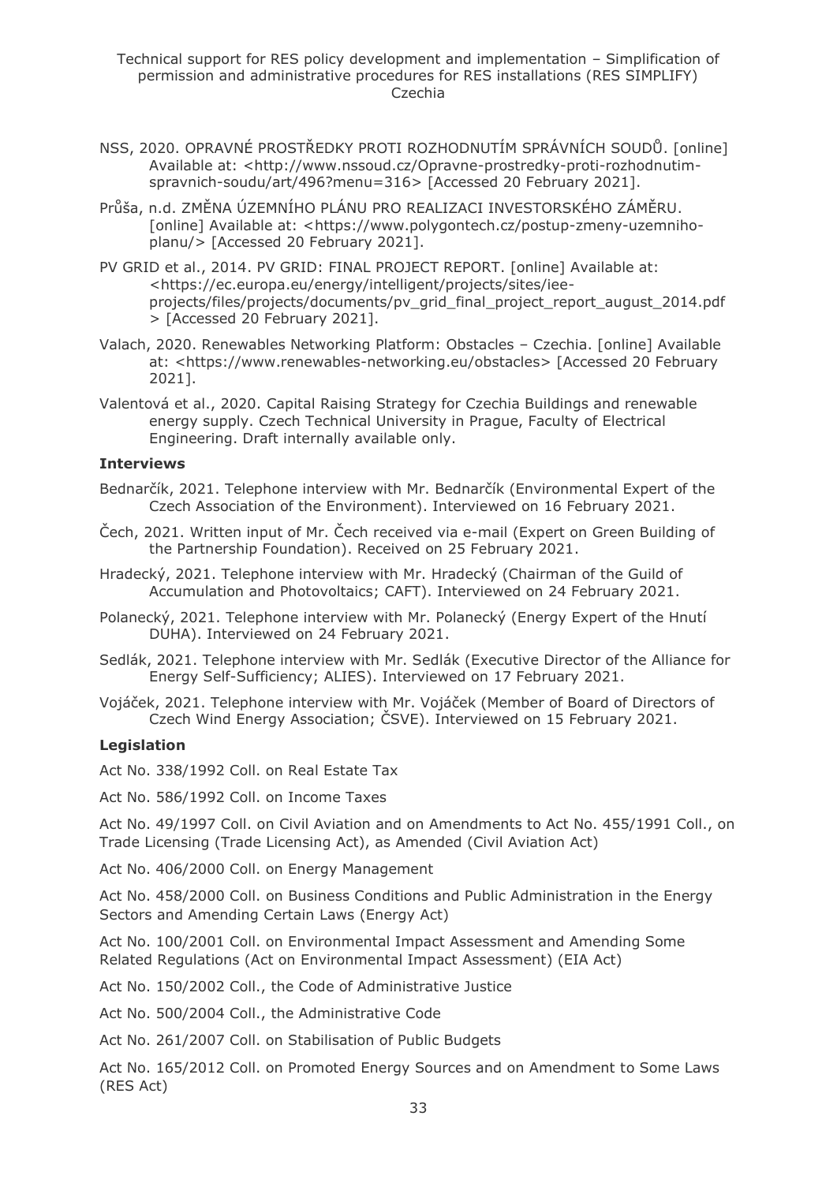NSS, 2020. OPRAVNÉ PROSTŘEDKY PROTI ROZHODNUTÍM SPRÁVNÍCH SOUDŮ. [online] Available at: <http://www.nssoud.cz/Opravne-prostredky-proti-rozhodnutim-spravnich-soudu/art/496?menu=316> [Accessed 20 February 2021].

Průša, n.d. ZMĚNA ÚZEMNÍHO PLÁNU PRO REALIZACI INVESTORSKÉHO ZÁMĚRU. [online] Available at: <https://www.polygontech.cz/postup-zmeny-uzemniho-planu/> [Accessed 20 February 2021].

PV GRID et al., 2014. PV GRID: FINAL PROJECT REPORT. [online] Available at: <https://ec.europa.eu/energy/intelligent/projects/sites/iee-projects/files/projects/documents/pv_grid_final_project_report_august_2014.pdf > [Accessed 20 February 2021].

Valach, 2020. Renewables Networking Platform: Obstacles – Czechia. [online] Available at: <https://www.renewables-networking.eu/obstacles> [Accessed 20 February 2021].

Valentová et al., 2020. Capital Raising Strategy for Czechia Buildings and renewable energy supply. Czech Technical University in Prague, Faculty of Electrical Engineering. Draft internally available only.

**Interviews**

Bednarčík, 2021. Telephone interview with Mr. Bednarčík (Environmental Expert of the Czech Association of the Environment). Interviewed on 16 February 2021.

Čech, 2021. Written input of Mr. Čech received via e-mail (Expert on Green Building of the Partnership Foundation). Received on 25 February 2021.

Hradecký, 2021. Telephone interview with Mr. Hradecký (Chairman of the Guild of Accumulation and Photovoltaics; CAFT). Interviewed on 24 February 2021.

Polanecký, 2021. Telephone interview with Mr. Polanecký (Energy Expert of the Hnutí DUHA). Interviewed on 24 February 2021.

Sedlák, 2021. Telephone interview with Mr. Sedlák (Executive Director of the Alliance for Energy Self-Sufficiency; ALIES). Interviewed on 17 February 2021.

Vojáček, 2021. Telephone interview with Mr. Vojáček (Member of Board of Directors of Czech Wind Energy Association; ČSVE). Interviewed on 15 February 2021.

**Legislation**

Act No. 338/1992 Coll. on Real Estate Tax

Act No. 586/1992 Coll. on Income Taxes

Act No. 49/1997 Coll. on Civil Aviation and on Amendments to Act No. 455/1991 Coll., on Trade Licensing (Trade Licensing Act), as Amended (Civil Aviation Act)

Act No. 406/2000 Coll. on Energy Management

Act No. 458/2000 Coll. on Business Conditions and Public Administration in the Energy Sectors and Amending Certain Laws (Energy Act)

Act No. 100/2001 Coll. on Environmental Impact Assessment and Amending Some Related Regulations (Act on Environmental Impact Assessment) (EIA Act)

Act No. 150/2002 Coll., the Code of Administrative Justice

Act No. 500/2004 Coll., the Administrative Code

Act No. 261/2007 Coll. on Stabilisation of Public Budgets

Act No. 165/2012 Coll. on Promoted Energy Sources and on Amendment to Some Laws (RES Act)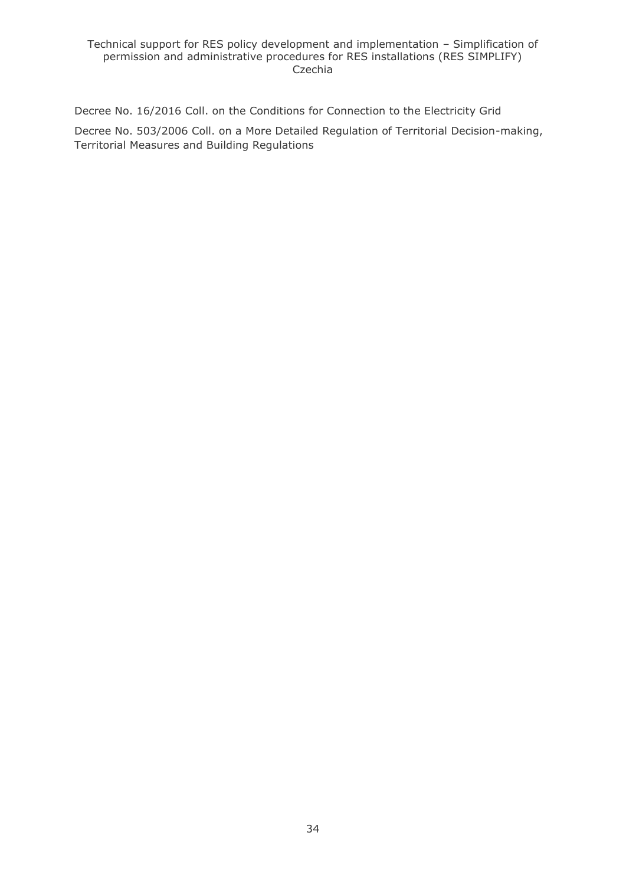Decree No. 16/2016 Coll. on the Conditions for Connection to the Electricity Grid

Decree No. 503/2006 Coll. on a More Detailed Regulation of Territorial Decision-making, Territorial Measures and Building Regulations